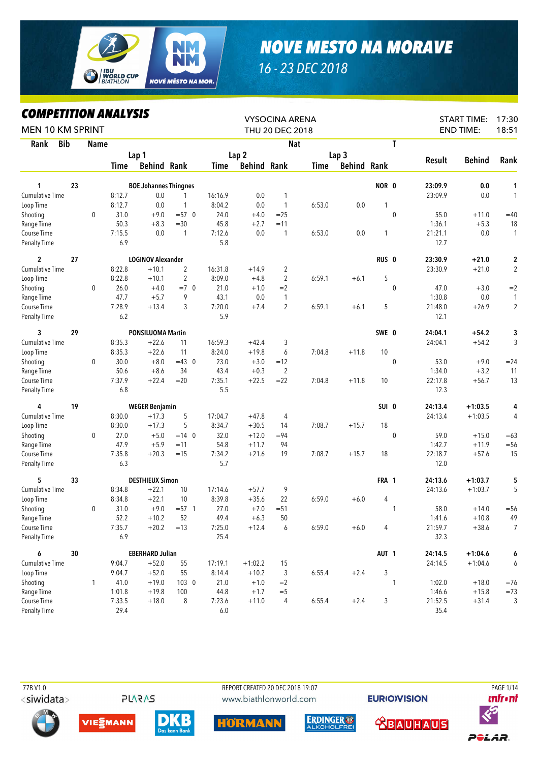# NOVE MESTO NA MORAVE

16 - 23 DEC 2018

## COMPETITION ANALYSIS

MEN 10 KM SPRINT

VYSOCINA ARENA
THU 20 DEC 2018

START TIME: 17:30
END TIME: 18:51

| Rank | Bib | Name | | Lap 1 Time | Lap 1 Behind | Lap 1 Rank | | Lap 2 Time | Lap 2 Behind | Lap 2 Rank | Lap 3 Time | Lap 3 Behind | Lap 3 Rank | Nat | T | Result | Behind | Rank |
|---|---|---|---|---|---|---|---|---|---|---|---|---|---|---|---|---|---|---|
| 1 | 23 | BOE Johannes Thingnes | | | | | | | | | | | | NOR | 0 | 23:09.9 | 0.0 | 1 |
| | | Cumulative Time | | 8:12.7 | 0.0 | 1 | | 16:16.9 | 0.0 | 1 | | | | | | 23:09.9 | 0.0 | 1 |
| | | Loop Time | | 8:12.7 | 0.0 | 1 | | 8:04.2 | 0.0 | 1 | 6:53.0 | 0.0 | 1 | | | | | |
| | | Shooting | 0 | 31.0 | +9.0 | =57 | 0 | 24.0 | +4.0 | =25 | | | | | 0 | 55.0 | +11.0 | =40 |
| | | Range Time | | 50.3 | +8.3 | =30 | | 45.8 | +2.7 | =11 | | | | | | 1:36.1 | +5.3 | 18 |
| | | Course Time | | 7:15.5 | 0.0 | 1 | | 7:12.6 | 0.0 | 1 | 6:53.0 | 0.0 | 1 | | | 21:21.1 | 0.0 | 1 |
| | | Penalty Time | | 6.9 | | | | 5.8 | | | | | | | | 12.7 | | |
| 2 | 27 | LOGINOV Alexander | | | | | | | | | | | | RUS | 0 | 23:30.9 | +21.0 | 2 |
| | | Cumulative Time | | 8:22.8 | +10.1 | 2 | | 16:31.8 | +14.9 | 2 | | | | | | 23:30.9 | +21.0 | 2 |
| | | Loop Time | | 8:22.8 | +10.1 | 2 | | 8:09.0 | +4.8 | 2 | 6:59.1 | +6.1 | 5 | | | | | |
| | | Shooting | 0 | 26.0 | +4.0 | =7 | 0 | 21.0 | +1.0 | =2 | | | | | 0 | 47.0 | +3.0 | =2 |
| | | Range Time | | 47.7 | +5.7 | 9 | | 43.1 | 0.0 | 1 | | | | | | 1:30.8 | 0.0 | 1 |
| | | Course Time | | 7:28.9 | +13.4 | 3 | | 7:20.0 | +7.4 | 2 | 6:59.1 | +6.1 | 5 | | | 21:48.0 | +26.9 | 2 |
| | | Penalty Time | | 6.2 | | | | 5.9 | | | | | | | | 12.1 | | |
| 3 | 29 | PONSILUOMA Martin | | | | | | | | | | | | SWE | 0 | 24:04.1 | +54.2 | 3 |
| | | Cumulative Time | | 8:35.3 | +22.6 | 11 | | 16:59.3 | +42.4 | 3 | | | | | | 24:04.1 | +54.2 | 3 |
| | | Loop Time | | 8:35.3 | +22.6 | 11 | | 8:24.0 | +19.8 | 6 | 7:04.8 | +11.8 | 10 | | | | | |
| | | Shooting | 0 | 30.0 | +8.0 | =43 | 0 | 23.0 | +3.0 | =12 | | | | | 0 | 53.0 | +9.0 | =24 |
| | | Range Time | | 50.6 | +8.6 | 34 | | 43.4 | +0.3 | 2 | | | | | | 1:34.0 | +3.2 | 11 |
| | | Course Time | | 7:37.9 | +22.4 | =20 | | 7:35.1 | +22.5 | =22 | 7:04.8 | +11.8 | 10 | | | 22:17.8 | +56.7 | 13 |
| | | Penalty Time | | 6.8 | | | | 5.5 | | | | | | | | 12.3 | | |
| 4 | 19 | WEGER Benjamin | | | | | | | | | | | | SUI | 0 | 24:13.4 | +1:03.5 | 4 |
| | | Cumulative Time | | 8:30.0 | +17.3 | 5 | | 17:04.7 | +47.8 | 4 | | | | | | 24:13.4 | +1:03.5 | 4 |
| | | Loop Time | | 8:30.0 | +17.3 | 5 | | 8:34.7 | +30.5 | 14 | 7:08.7 | +15.7 | 18 | | | | | |
| | | Shooting | 0 | 27.0 | +5.0 | =14 | 0 | 32.0 | +12.0 | =94 | | | | | 0 | 59.0 | +15.0 | =63 |
| | | Range Time | | 47.9 | +5.9 | =11 | | 54.8 | +11.7 | 94 | | | | | | 1:42.7 | +11.9 | =56 |
| | | Course Time | | 7:35.8 | +20.3 | =15 | | 7:34.2 | +21.6 | 19 | 7:08.7 | +15.7 | 18 | | | 22:18.7 | +57.6 | 15 |
| | | Penalty Time | | 6.3 | | | | 5.7 | | | | | | | | 12.0 | | |
| 5 | 33 | DESTHIEUX Simon | | | | | | | | | | | | FRA | 1 | 24:13.6 | +1:03.7 | 5 |
| | | Cumulative Time | | 8:34.8 | +22.1 | 10 | | 17:14.6 | +57.7 | 9 | | | | | | 24:13.6 | +1:03.7 | 5 |
| | | Loop Time | | 8:34.8 | +22.1 | 10 | | 8:39.8 | +35.6 | 22 | 6:59.0 | +6.0 | 4 | | | | | |
| | | Shooting | 0 | 31.0 | +9.0 | =57 | 1 | 27.0 | +7.0 | =51 | | | | | 1 | 58.0 | +14.0 | =56 |
| | | Range Time | | 52.2 | +10.2 | 52 | | 49.4 | +6.3 | 50 | | | | | | 1:41.6 | +10.8 | 49 |
| | | Course Time | | 7:35.7 | +20.2 | =13 | | 7:25.0 | +12.4 | 6 | 6:59.0 | +6.0 | 4 | | | 21:59.7 | +38.6 | 7 |
| | | Penalty Time | | 6.9 | | | | 25.4 | | | | | | | | 32.3 | | |
| 6 | 30 | EBERHARD Julian | | | | | | | | | | | | AUT | 1 | 24:14.5 | +1:04.6 | 6 |
| | | Cumulative Time | | 9:04.7 | +52.0 | 55 | | 17:19.1 | +1:02.2 | 15 | | | | | | 24:14.5 | +1:04.6 | 6 |
| | | Loop Time | | 9:04.7 | +52.0 | 55 | | 8:14.4 | +10.2 | 3 | 6:55.4 | +2.4 | 3 | | | | | |
| | | Shooting | 1 | 41.0 | +19.0 | 103 | 0 | 21.0 | +1.0 | =2 | | | | | 1 | 1:02.0 | +18.0 | =76 |
| | | Range Time | | 1:01.8 | +19.8 | 100 | | 44.8 | +1.7 | =5 | | | | | | 1:46.6 | +15.8 | =73 |
| | | Course Time | | 7:33.5 | +18.0 | 8 | | 7:23.6 | +11.0 | 4 | 6:55.4 | +2.4 | 3 | | | 21:52.5 | +31.4 | 3 |
| | | Penalty Time | | 29.4 | | | | 6.0 | | | | | | | | 35.4 | | |

77B V1.0 REPORT CREATED 20 DEC 2018 19:07 www.biathlonworld.com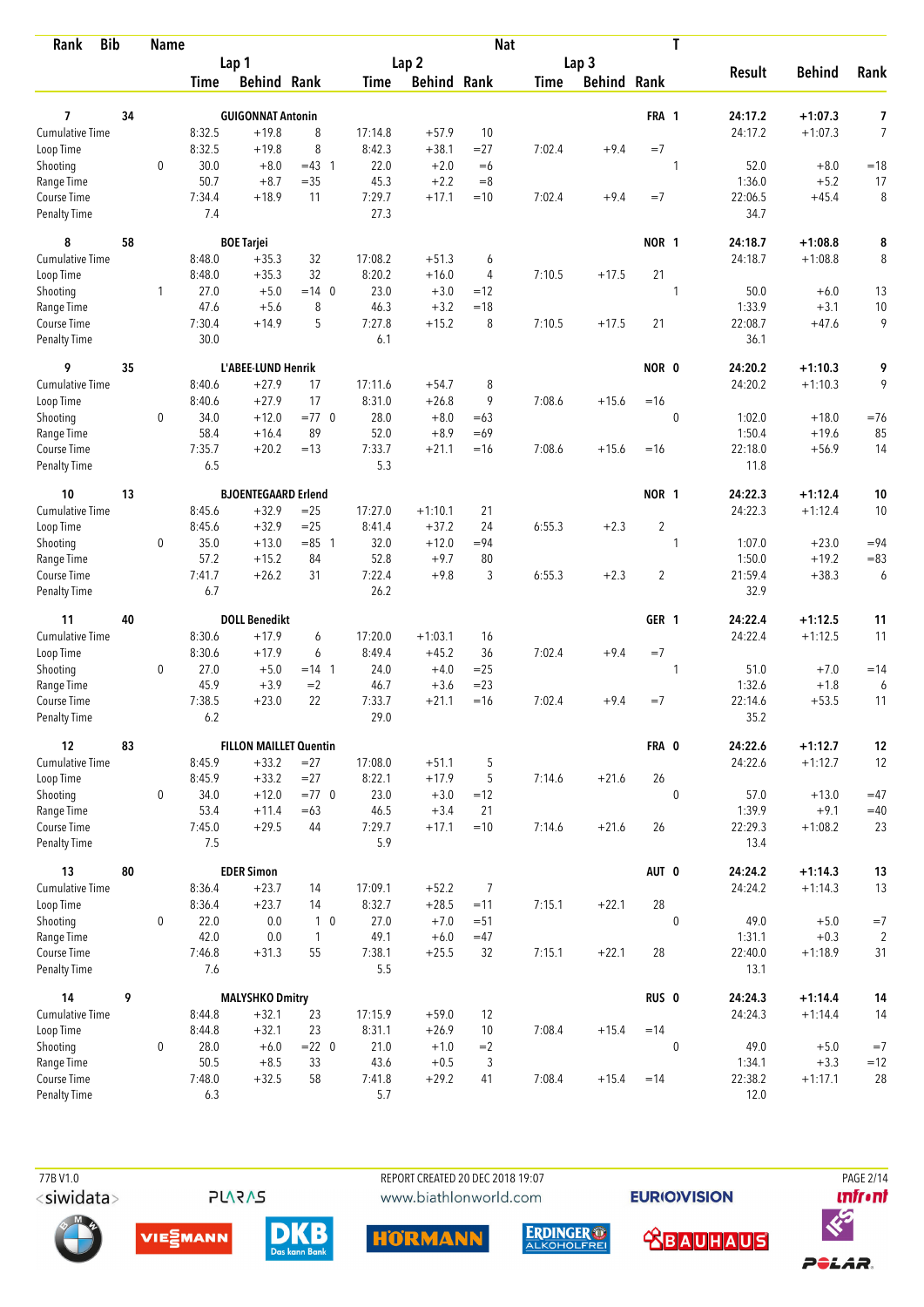| Rank | Bib | Name | | Lap 1 Time | Lap 1 Behind | Lap 1 Rank | | Lap 2 Time | Lap 2 Behind | Lap 2 Rank | Lap 3 Time | Lap 3 Behind | Lap 3 Rank | Nat | T | Result | Behind | Rank |
|---|---|---|---|---|---|---|---|---|---|---|---|---|---|---|---|---|---|---|
| 7 | 34 | GUIGONNAT Antonin | | | | | | | | | | | | FRA | 1 | 24:17.2 | +1:07.3 | 7 |
| | | Cumulative Time | | 8:32.5 | +19.8 | 8 | | 17:14.8 | +57.9 | 10 | | | | | | 24:17.2 | +1:07.3 | 7 |
| | | Loop Time | | 8:32.5 | +19.8 | 8 | | 8:42.3 | +38.1 | =27 | 7:02.4 | +9.4 | =7 | | | | | |
| | | Shooting | 0 | 30.0 | +8.0 | =43 | 1 | 22.0 | +2.0 | =6 | | | | | 1 | 52.0 | +8.0 | =18 |
| | | Range Time | | 50.7 | +8.7 | =35 | | 45.3 | +2.2 | =8 | | | | | | 1:36.0 | +5.2 | 17 |
| | | Course Time | | 7:34.4 | +18.9 | 11 | | 7:29.7 | +17.1 | =10 | 7:02.4 | +9.4 | =7 | | | 22:06.5 | +45.4 | 8 |
| | | Penalty Time | | 7.4 | | | | 27.3 | | | | | | | | 34.7 | | |
| 8 | 58 | BOE Tarjei | | | | | | | | | | | | NOR | 1 | 24:18.7 | +1:08.8 | 8 |
| | | Cumulative Time | | 8:48.0 | +35.3 | 32 | | 17:08.2 | +51.3 | 6 | | | | | | 24:18.7 | +1:08.8 | 8 |
| | | Loop Time | | 8:48.0 | +35.3 | 32 | | 8:20.2 | +16.0 | 4 | 7:10.5 | +17.5 | 21 | | | | | |
| | | Shooting | 1 | 27.0 | +5.0 | =14 | 0 | 23.0 | +3.0 | =12 | | | | | 1 | 50.0 | +6.0 | 13 |
| | | Range Time | | 47.6 | +5.6 | 8 | | 46.3 | +3.2 | =18 | | | | | | 1:33.9 | +3.1 | 10 |
| | | Course Time | | 7:30.4 | +14.9 | 5 | | 7:27.8 | +15.2 | 8 | 7:10.5 | +17.5 | 21 | | | 22:08.7 | +47.6 | 9 |
| | | Penalty Time | | 30.0 | | | | 6.1 | | | | | | | | 36.1 | | |
| 9 | 35 | L'ABEE-LUND Henrik | | | | | | | | | | | | NOR | 0 | 24:20.2 | +1:10.3 | 9 |
| | | Cumulative Time | | 8:40.6 | +27.9 | 17 | | 17:11.6 | +54.7 | 8 | | | | | | 24:20.2 | +1:10.3 | 9 |
| | | Loop Time | | 8:40.6 | +27.9 | 17 | | 8:31.0 | +26.8 | 9 | 7:08.6 | +15.6 | =16 | | | | | |
| | | Shooting | 0 | 34.0 | +12.0 | =77 | 0 | 28.0 | +8.0 | =63 | | | | | 0 | 1:02.0 | +18.0 | =76 |
| | | Range Time | | 58.4 | +16.4 | 89 | | 52.0 | +8.9 | =69 | | | | | | 1:50.4 | +19.6 | 85 |
| | | Course Time | | 7:35.7 | +20.2 | =13 | | 7:33.7 | +21.1 | =16 | 7:08.6 | +15.6 | =16 | | | 22:18.0 | +56.9 | 14 |
| | | Penalty Time | | 6.5 | | | | 5.3 | | | | | | | | 11.8 | | |
| 10 | 13 | BJOENTEGAARD Erlend | | | | | | | | | | | | NOR | 1 | 24:22.3 | +1:12.4 | 10 |
| | | Cumulative Time | | 8:45.6 | +32.9 | =25 | | 17:27.0 | +1:10.1 | 21 | | | | | | 24:22.3 | +1:12.4 | 10 |
| | | Loop Time | | 8:45.6 | +32.9 | =25 | | 8:41.4 | +37.2 | 24 | 6:55.3 | +2.3 | 2 | | | | | |
| | | Shooting | 0 | 35.0 | +13.0 | =85 | 1 | 32.0 | +12.0 | =94 | | | | | 1 | 1:07.0 | +23.0 | =94 |
| | | Range Time | | 57.2 | +15.2 | 84 | | 52.8 | +9.7 | 80 | | | | | | 1:50.0 | +19.2 | =83 |
| | | Course Time | | 7:41.7 | +26.2 | 31 | | 7:22.4 | +9.8 | 3 | 6:55.3 | +2.3 | 2 | | | 21:59.4 | +38.3 | 6 |
| | | Penalty Time | | 6.7 | | | | 26.2 | | | | | | | | 32.9 | | |
| 11 | 40 | DOLL Benedikt | | | | | | | | | | | | GER | 1 | 24:22.4 | +1:12.5 | 11 |
| | | Cumulative Time | | 8:30.6 | +17.9 | 6 | | 17:20.0 | +1:03.1 | 16 | | | | | | 24:22.4 | +1:12.5 | 11 |
| | | Loop Time | | 8:30.6 | +17.9 | 6 | | 8:49.4 | +45.2 | 36 | 7:02.4 | +9.4 | =7 | | | | | |
| | | Shooting | 0 | 27.0 | +5.0 | =14 | 1 | 24.0 | +4.0 | =25 | | | | | 1 | 51.0 | +7.0 | =14 |
| | | Range Time | | 45.9 | +3.9 | =2 | | 46.7 | +3.6 | =23 | | | | | | 1:32.6 | +1.8 | 6 |
| | | Course Time | | 7:38.5 | +23.0 | 22 | | 7:33.7 | +21.1 | =16 | 7:02.4 | +9.4 | =7 | | | 22:14.6 | +53.5 | 11 |
| | | Penalty Time | | 6.2 | | | | 29.0 | | | | | | | | 35.2 | | |
| 12 | 83 | FILLON MAILLET Quentin | | | | | | | | | | | | FRA | 0 | 24:22.6 | +1:12.7 | 12 |
| | | Cumulative Time | | 8:45.9 | +33.2 | =27 | | 17:08.0 | +51.1 | 5 | | | | | | 24:22.6 | +1:12.7 | 12 |
| | | Loop Time | | 8:45.9 | +33.2 | =27 | | 8:22.1 | +17.9 | 5 | 7:14.6 | +21.6 | 26 | | | | | |
| | | Shooting | 0 | 34.0 | +12.0 | =77 | 0 | 23.0 | +3.0 | =12 | | | | | 0 | 57.0 | +13.0 | =47 |
| | | Range Time | | 53.4 | +11.4 | =63 | | 46.5 | +3.4 | 21 | | | | | | 1:39.9 | +9.1 | =40 |
| | | Course Time | | 7:45.0 | +29.5 | 44 | | 7:29.7 | +17.1 | =10 | 7:14.6 | +21.6 | 26 | | | 22:29.3 | +1:08.2 | 23 |
| | | Penalty Time | | 7.5 | | | | 5.9 | | | | | | | | 13.4 | | |
| 13 | 80 | EDER Simon | | | | | | | | | | | | AUT | 0 | 24:24.2 | +1:14.3 | 13 |
| | | Cumulative Time | | 8:36.4 | +23.7 | 14 | | 17:09.1 | +52.2 | 7 | | | | | | 24:24.2 | +1:14.3 | 13 |
| | | Loop Time | | 8:36.4 | +23.7 | 14 | | 8:32.7 | +28.5 | =11 | 7:15.1 | +22.1 | 28 | | | | | |
| | | Shooting | 0 | 22.0 | 0.0 | 1 | 0 | 27.0 | +7.0 | =51 | | | | | 0 | 49.0 | +5.0 | =7 |
| | | Range Time | | 42.0 | 0.0 | 1 | | 49.1 | +6.0 | =47 | | | | | | 1:31.1 | +0.3 | 2 |
| | | Course Time | | 7:46.8 | +31.3 | 55 | | 7:38.1 | +25.5 | 32 | 7:15.1 | +22.1 | 28 | | | 22:40.0 | +1:18.9 | 31 |
| | | Penalty Time | | 7.6 | | | | 5.5 | | | | | | | | 13.1 | | |
| 14 | 9 | MALYSHKO Dmitry | | | | | | | | | | | | RUS | 0 | 24:24.3 | +1:14.4 | 14 |
| | | Cumulative Time | | 8:44.8 | +32.1 | 23 | | 17:15.9 | +59.0 | 12 | | | | | | 24:24.3 | +1:14.4 | 14 |
| | | Loop Time | | 8:44.8 | +32.1 | 23 | | 8:31.1 | +26.9 | 10 | 7:08.4 | +15.4 | =14 | | | | | |
| | | Shooting | 0 | 28.0 | +6.0 | =22 | 0 | 21.0 | +1.0 | =2 | | | | | 0 | 49.0 | +5.0 | =7 |
| | | Range Time | | 50.5 | +8.5 | 33 | | 43.6 | +0.5 | 3 | | | | | | 1:34.1 | +3.3 | =12 |
| | | Course Time | | 7:48.0 | +32.5 | 58 | | 7:41.8 | +29.2 | 41 | 7:08.4 | +15.4 | =14 | | | 22:38.2 | +1:17.1 | 28 |
| | | Penalty Time | | 6.3 | | | | 5.7 | | | | | | | | 12.0 | | |

77B V1.0 REPORT CREATED 20 DEC 2018 19:07 www.biathlonworld.com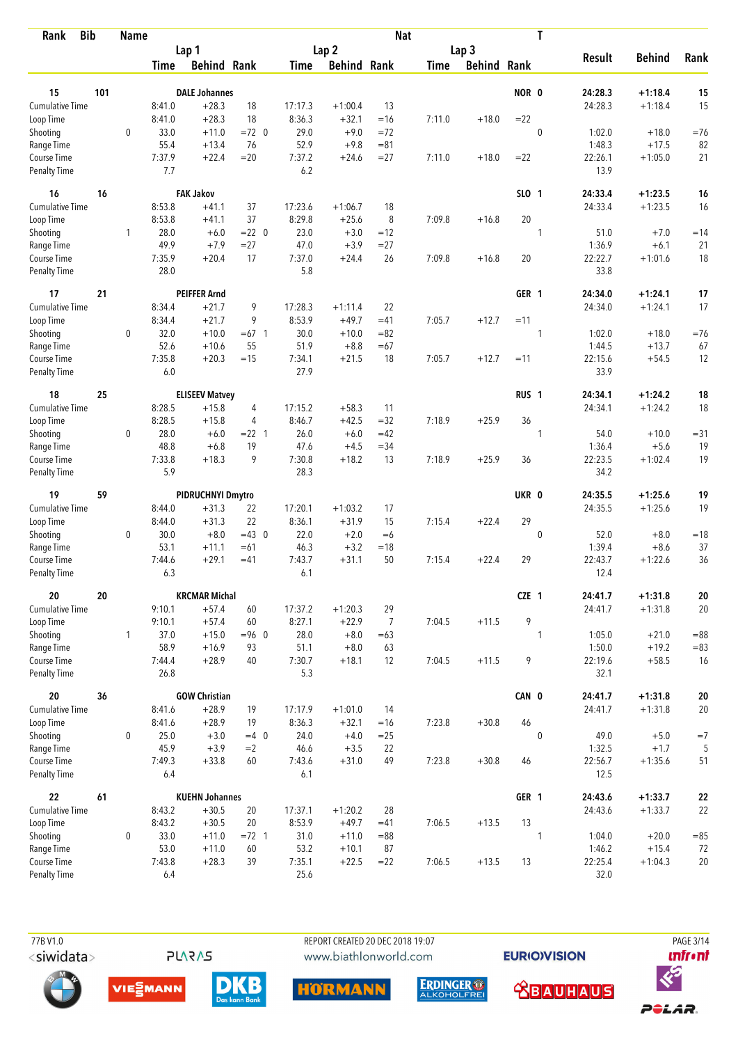| Rank | Bib | Name | Lap 1 Time | Lap 1 Behind | Lap 1 Rank | Lap 2 Time | Lap 2 Behind | Lap 2 Rank | Lap 3 Time | Lap 3 Behind | Lap 3 Rank | Nat | T | Result | Behind | Rank |
|---|---|---|---|---|---|---|---|---|---|---|---|---|---|---|---|---|
| 15 | 101 | DALE Johannes | | | | | | | | | | NOR | 0 | 24:28.3 | +1:18.4 | 15 |
| Cumulative Time | | | 8:41.0 | +28.3 | 18 | 17:17.3 | +1:00.4 | 13 | | | | | | 24:28.3 | +1:18.4 | 15 |
| Loop Time | | | 8:41.0 | +28.3 | 18 | 8:36.3 | +32.1 | =16 | 7:11.0 | +18.0 | =22 | | | | | |
| Shooting | | 0 | 33.0 | +11.0 | =72 0 | 29.0 | +9.0 | =72 | | | | | 0 | 1:02.0 | +18.0 | =76 |
| Range Time | | | 55.4 | +13.4 | 76 | 52.9 | +9.8 | =81 | | | | | | 1:48.3 | +17.5 | 82 |
| Course Time | | | 7:37.9 | +22.4 | =20 | 7:37.2 | +24.6 | =27 | 7:11.0 | +18.0 | =22 | | | 22:26.1 | +1:05.0 | 21 |
| Penalty Time | | | 7.7 | | | 6.2 | | | | | | | | 13.9 | | |
| 16 | 16 | FAK Jakov | | | | | | | | | | SLO | 1 | 24:33.4 | +1:23.5 | 16 |
| Cumulative Time | | | 8:53.8 | +41.1 | 37 | 17:23.6 | +1:06.7 | 18 | | | | | | 24:33.4 | +1:23.5 | 16 |
| Loop Time | | | 8:53.8 | +41.1 | 37 | 8:29.8 | +25.6 | 8 | 7:09.8 | +16.8 | 20 | | | | | |
| Shooting | | 1 | 28.0 | +6.0 | =22 0 | 23.0 | +3.0 | =12 | | | | | 1 | 51.0 | +7.0 | =14 |
| Range Time | | | 49.9 | +7.9 | =27 | 47.0 | +3.9 | =27 | | | | | | 1:36.9 | +6.1 | 21 |
| Course Time | | | 7:35.9 | +20.4 | 17 | 7:37.0 | +24.4 | 26 | 7:09.8 | +16.8 | 20 | | | 22:22.7 | +1:01.6 | 18 |
| Penalty Time | | | 28.0 | | | 5.8 | | | | | | | | 33.8 | | |
| 17 | 21 | PEIFFER Arnd | | | | | | | | | | GER | 1 | 24:34.0 | +1:24.1 | 17 |
| Cumulative Time | | | 8:34.4 | +21.7 | 9 | 17:28.3 | +1:11.4 | 22 | | | | | | 24:34.0 | +1:24.1 | 17 |
| Loop Time | | | 8:34.4 | +21.7 | 9 | 8:53.9 | +49.7 | =41 | 7:05.7 | +12.7 | =11 | | | | | |
| Shooting | | 0 | 32.0 | +10.0 | =67 1 | 30.0 | +10.0 | =82 | | | | | 1 | 1:02.0 | +18.0 | =76 |
| Range Time | | | 52.6 | +10.6 | 55 | 51.9 | +8.8 | =67 | | | | | | 1:44.5 | +13.7 | 67 |
| Course Time | | | 7:35.8 | +20.3 | =15 | 7:34.1 | +21.5 | 18 | 7:05.7 | +12.7 | =11 | | | 22:15.6 | +54.5 | 12 |
| Penalty Time | | | 6.0 | | | 27.9 | | | | | | | | 33.9 | | |
| 18 | 25 | ELISEEV Matvey | | | | | | | | | | RUS | 1 | 24:34.1 | +1:24.2 | 18 |
| Cumulative Time | | | 8:28.5 | +15.8 | 4 | 17:15.2 | +58.3 | 11 | | | | | | 24:34.1 | +1:24.2 | 18 |
| Loop Time | | | 8:28.5 | +15.8 | 4 | 8:46.7 | +42.5 | =32 | 7:18.9 | +25.9 | 36 | | | | | |
| Shooting | | 0 | 28.0 | +6.0 | =22 1 | 26.0 | +6.0 | =42 | | | | | 1 | 54.0 | +10.0 | =31 |
| Range Time | | | 48.8 | +6.8 | 19 | 47.6 | +4.5 | =34 | | | | | | 1:36.4 | +5.6 | 19 |
| Course Time | | | 7:33.8 | +18.3 | 9 | 7:30.8 | +18.2 | 13 | 7:18.9 | +25.9 | 36 | | | 22:23.5 | +1:02.4 | 19 |
| Penalty Time | | | 5.9 | | | 28.3 | | | | | | | | 34.2 | | |
| 19 | 59 | PIDRUCHNYI Dmytro | | | | | | | | | | UKR | 0 | 24:35.5 | +1:25.6 | 19 |
| Cumulative Time | | | 8:44.0 | +31.3 | 22 | 17:20.1 | +1:03.2 | 17 | | | | | | 24:35.5 | +1:25.6 | 19 |
| Loop Time | | | 8:44.0 | +31.3 | 22 | 8:36.1 | +31.9 | 15 | 7:15.4 | +22.4 | 29 | | | | | |
| Shooting | | 0 | 30.0 | +8.0 | =43 0 | 22.0 | +2.0 | =6 | | | | | 0 | 52.0 | +8.0 | =18 |
| Range Time | | | 53.1 | +11.1 | =61 | 46.3 | +3.2 | =18 | | | | | | 1:39.4 | +8.6 | 37 |
| Course Time | | | 7:44.6 | +29.1 | =41 | 7:43.7 | +31.1 | 50 | 7:15.4 | +22.4 | 29 | | | 22:43.7 | +1:22.6 | 36 |
| Penalty Time | | | 6.3 | | | 6.1 | | | | | | | | 12.4 | | |
| 20 | 20 | KRCMAR Michal | | | | | | | | | | CZE | 1 | 24:41.7 | +1:31.8 | 20 |
| Cumulative Time | | | 9:10.1 | +57.4 | 60 | 17:37.2 | +1:20.3 | 29 | | | | | | 24:41.7 | +1:31.8 | 20 |
| Loop Time | | | 9:10.1 | +57.4 | 60 | 8:27.1 | +22.9 | 7 | 7:04.5 | +11.5 | 9 | | | | | |
| Shooting | | 1 | 37.0 | +15.0 | =96 0 | 28.0 | +8.0 | =63 | | | | | 1 | 1:05.0 | +21.0 | =88 |
| Range Time | | | 58.9 | +16.9 | 93 | 51.1 | +8.0 | 63 | | | | | | 1:50.0 | +19.2 | =83 |
| Course Time | | | 7:44.4 | +28.9 | 40 | 7:30.7 | +18.1 | 12 | 7:04.5 | +11.5 | 9 | | | 22:19.6 | +58.5 | 16 |
| Penalty Time | | | 26.8 | | | 5.3 | | | | | | | | 32.1 | | |
| 20 | 36 | GOW Christian | | | | | | | | | | CAN | 0 | 24:41.7 | +1:31.8 | 20 |
| Cumulative Time | | | 8:41.6 | +28.9 | 19 | 17:17.9 | +1:01.0 | 14 | | | | | | 24:41.7 | +1:31.8 | 20 |
| Loop Time | | | 8:41.6 | +28.9 | 19 | 8:36.3 | +32.1 | =16 | 7:23.8 | +30.8 | 46 | | | | | |
| Shooting | | 0 | 25.0 | +3.0 | =4 0 | 24.0 | +4.0 | =25 | | | | | 0 | 49.0 | +5.0 | =7 |
| Range Time | | | 45.9 | +3.9 | =2 | 46.6 | +3.5 | 22 | | | | | | 1:32.5 | +1.7 | 5 |
| Course Time | | | 7:49.3 | +33.8 | 60 | 7:43.6 | +31.0 | 49 | 7:23.8 | +30.8 | 46 | | | 22:56.7 | +1:35.6 | 51 |
| Penalty Time | | | 6.4 | | | 6.1 | | | | | | | | 12.5 | | |
| 22 | 61 | KUEHN Johannes | | | | | | | | | | GER | 1 | 24:43.6 | +1:33.7 | 22 |
| Cumulative Time | | | 8:43.2 | +30.5 | 20 | 17:37.1 | +1:20.2 | 28 | | | | | | 24:43.6 | +1:33.7 | 22 |
| Loop Time | | | 8:43.2 | +30.5 | 20 | 8:53.9 | +49.7 | =41 | 7:06.5 | +13.5 | 13 | | | | | |
| Shooting | | 0 | 33.0 | +11.0 | =72 1 | 31.0 | +11.0 | =88 | | | | | 1 | 1:04.0 | +20.0 | =85 |
| Range Time | | | 53.0 | +11.0 | 60 | 53.2 | +10.1 | 87 | | | | | | 1:46.2 | +15.4 | 72 |
| Course Time | | | 7:43.8 | +28.3 | 39 | 7:35.1 | +22.5 | =22 | 7:06.5 | +13.5 | 13 | | | 22:25.4 | +1:04.3 | 20 |
| Penalty Time | | | 6.4 | | | 25.6 | | | | | | | | 32.0 | | |

77B V1.0 REPORT CREATED 20 DEC 2018 19:07 www.biathlonworld.com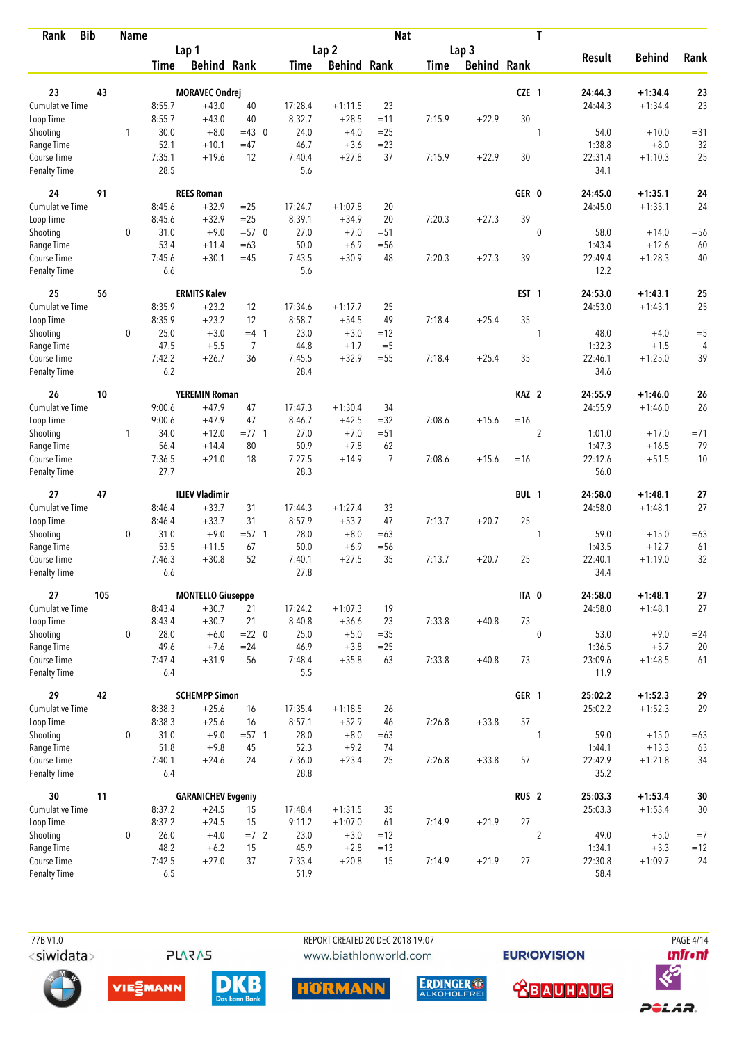| Rank | Bib | Name | | Lap 1 Time | Lap 1 Behind | Lap 1 Rank | | Lap 2 Time | Lap 2 Behind | Lap 2 Rank | Lap 3 Time | Lap 3 Behind | Lap 3 Rank | Nat | T | Result | Behind | Rank |
|---|---|---|---|---|---|---|---|---|---|---|---|---|---|---|---|---|---|---|
| 23 | 43 | MORAVEC Ondrej | | | | | | | | | | | | CZE | 1 | 24:44.3 | +1:34.4 | 23 |
| | | Cumulative Time | | 8:55.7 | +43.0 | 40 | | 17:28.4 | +1:11.5 | 23 | | | | | | 24:44.3 | +1:34.4 | 23 |
| | | Loop Time | | 8:55.7 | +43.0 | 40 | | 8:32.7 | +28.5 | =11 | 7:15.9 | +22.9 | 30 | | | | | |
| | | Shooting | 1 | 30.0 | +8.0 | =43 | 0 | 24.0 | +4.0 | =25 | | | | | 1 | 54.0 | +10.0 | =31 |
| | | Range Time | | 52.1 | +10.1 | =47 | | 46.7 | +3.6 | =23 | | | | | | 1:38.8 | +8.0 | 32 |
| | | Course Time | | 7:35.1 | +19.6 | 12 | | 7:40.4 | +27.8 | 37 | 7:15.9 | +22.9 | 30 | | | 22:31.4 | +1:10.3 | 25 |
| | | Penalty Time | | 28.5 | | | | 5.6 | | | | | | | | 34.1 | | |
| 24 | 91 | REES Roman | | | | | | | | | | | | GER | 0 | 24:45.0 | +1:35.1 | 24 |
| | | Cumulative Time | | 8:45.6 | +32.9 | =25 | | 17:24.7 | +1:07.8 | 20 | | | | | | 24:45.0 | +1:35.1 | 24 |
| | | Loop Time | | 8:45.6 | +32.9 | =25 | | 8:39.1 | +34.9 | 20 | 7:20.3 | +27.3 | 39 | | | | | |
| | | Shooting | 0 | 31.0 | +9.0 | =57 | 0 | 27.0 | +7.0 | =51 | | | | | 0 | 58.0 | +14.0 | =56 |
| | | Range Time | | 53.4 | +11.4 | =63 | | 50.0 | +6.9 | =56 | | | | | | 1:43.4 | +12.6 | 60 |
| | | Course Time | | 7:45.6 | +30.1 | =45 | | 7:43.5 | +30.9 | 48 | 7:20.3 | +27.3 | 39 | | | 22:49.4 | +1:28.3 | 40 |
| | | Penalty Time | | 6.6 | | | | 5.6 | | | | | | | | 12.2 | | |
| 25 | 56 | ERMITS Kalev | | | | | | | | | | | | EST | 1 | 24:53.0 | +1:43.1 | 25 |
| | | Cumulative Time | | 8:35.9 | +23.2 | 12 | | 17:34.6 | +1:17.7 | 25 | | | | | | 24:53.0 | +1:43.1 | 25 |
| | | Loop Time | | 8:35.9 | +23.2 | 12 | | 8:58.7 | +54.5 | 49 | 7:18.4 | +25.4 | 35 | | | | | |
| | | Shooting | 0 | 25.0 | +3.0 | =4 | 1 | 23.0 | +3.0 | =12 | | | | | 1 | 48.0 | +4.0 | =5 |
| | | Range Time | | 47.5 | +5.5 | 7 | | 44.8 | +1.7 | =5 | | | | | | 1:32.3 | +1.5 | 4 |
| | | Course Time | | 7:42.2 | +26.7 | 36 | | 7:45.5 | +32.9 | =55 | 7:18.4 | +25.4 | 35 | | | 22:46.1 | +1:25.0 | 39 |
| | | Penalty Time | | 6.2 | | | | 28.4 | | | | | | | | 34.6 | | |
| 26 | 10 | YEREMIN Roman | | | | | | | | | | | | KAZ | 2 | 24:55.9 | +1:46.0 | 26 |
| | | Cumulative Time | | 9:00.6 | +47.9 | 47 | | 17:47.3 | +1:30.4 | 34 | | | | | | 24:55.9 | +1:46.0 | 26 |
| | | Loop Time | | 9:00.6 | +47.9 | 47 | | 8:46.7 | +42.5 | =32 | 7:08.6 | +15.6 | =16 | | | | | |
| | | Shooting | 1 | 34.0 | +12.0 | =77 | 1 | 27.0 | +7.0 | =51 | | | | | 2 | 1:01.0 | +17.0 | =71 |
| | | Range Time | | 56.4 | +14.4 | 80 | | 50.9 | +7.8 | 62 | | | | | | 1:47.3 | +16.5 | 79 |
| | | Course Time | | 7:36.5 | +21.0 | 18 | | 7:27.5 | +14.9 | 7 | 7:08.6 | +15.6 | =16 | | | 22:12.6 | +51.5 | 10 |
| | | Penalty Time | | 27.7 | | | | 28.3 | | | | | | | | 56.0 | | |
| 27 | 47 | ILIEV Vladimir | | | | | | | | | | | | BUL | 1 | 24:58.0 | +1:48.1 | 27 |
| | | Cumulative Time | | 8:46.4 | +33.7 | 31 | | 17:44.3 | +1:27.4 | 33 | | | | | | 24:58.0 | +1:48.1 | 27 |
| | | Loop Time | | 8:46.4 | +33.7 | 31 | | 8:57.9 | +53.7 | 47 | 7:13.7 | +20.7 | 25 | | | | | |
| | | Shooting | 0 | 31.0 | +9.0 | =57 | 1 | 28.0 | +8.0 | =63 | | | | | 1 | 59.0 | +15.0 | =63 |
| | | Range Time | | 53.5 | +11.5 | 67 | | 50.0 | +6.9 | =56 | | | | | | 1:43.5 | +12.7 | 61 |
| | | Course Time | | 7:46.3 | +30.8 | 52 | | 7:40.1 | +27.5 | 35 | 7:13.7 | +20.7 | 25 | | | 22:40.1 | +1:19.0 | 32 |
| | | Penalty Time | | 6.6 | | | | 27.8 | | | | | | | | 34.4 | | |
| 27 | 105 | MONTELLO Giuseppe | | | | | | | | | | | | ITA | 0 | 24:58.0 | +1:48.1 | 27 |
| | | Cumulative Time | | 8:43.4 | +30.7 | 21 | | 17:24.2 | +1:07.3 | 19 | | | | | | 24:58.0 | +1:48.1 | 27 |
| | | Loop Time | | 8:43.4 | +30.7 | 21 | | 8:40.8 | +36.6 | 23 | 7:33.8 | +40.8 | 73 | | | | | |
| | | Shooting | 0 | 28.0 | +6.0 | =22 | 0 | 25.0 | +5.0 | =35 | | | | | 0 | 53.0 | +9.0 | =24 |
| | | Range Time | | 49.6 | +7.6 | =24 | | 46.9 | +3.8 | =25 | | | | | | 1:36.5 | +5.7 | 20 |
| | | Course Time | | 7:47.4 | +31.9 | 56 | | 7:48.4 | +35.8 | 63 | 7:33.8 | +40.8 | 73 | | | 23:09.6 | +1:48.5 | 61 |
| | | Penalty Time | | 6.4 | | | | 5.5 | | | | | | | | 11.9 | | |
| 29 | 42 | SCHEMPP Simon | | | | | | | | | | | | GER | 1 | 25:02.2 | +1:52.3 | 29 |
| | | Cumulative Time | | 8:38.3 | +25.6 | 16 | | 17:35.4 | +1:18.5 | 26 | | | | | | 25:02.2 | +1:52.3 | 29 |
| | | Loop Time | | 8:38.3 | +25.6 | 16 | | 8:57.1 | +52.9 | 46 | 7:26.8 | +33.8 | 57 | | | | | |
| | | Shooting | 0 | 31.0 | +9.0 | =57 | 1 | 28.0 | +8.0 | =63 | | | | | 1 | 59.0 | +15.0 | =63 |
| | | Range Time | | 51.8 | +9.8 | 45 | | 52.3 | +9.2 | 74 | | | | | | 1:44.1 | +13.3 | 63 |
| | | Course Time | | 7:40.1 | +24.6 | 24 | | 7:36.0 | +23.4 | 25 | 7:26.8 | +33.8 | 57 | | | 22:42.9 | +1:21.8 | 34 |
| | | Penalty Time | | 6.4 | | | | 28.8 | | | | | | | | 35.2 | | |
| 30 | 11 | GARANICHEV Evgeniy | | | | | | | | | | | | RUS | 2 | 25:03.3 | +1:53.4 | 30 |
| | | Cumulative Time | | 8:37.2 | +24.5 | 15 | | 17:48.4 | +1:31.5 | 35 | | | | | | 25:03.3 | +1:53.4 | 30 |
| | | Loop Time | | 8:37.2 | +24.5 | 15 | | 9:11.2 | +1:07.0 | 61 | 7:14.9 | +21.9 | 27 | | | | | |
| | | Shooting | 0 | 26.0 | +4.0 | =7 | 2 | 23.0 | +3.0 | =12 | | | | | 2 | 49.0 | +5.0 | =7 |
| | | Range Time | | 48.2 | +6.2 | 15 | | 45.9 | +2.8 | =13 | | | | | | 1:34.1 | +3.3 | =12 |
| | | Course Time | | 7:42.5 | +27.0 | 37 | | 7:33.4 | +20.8 | 15 | 7:14.9 | +21.9 | 27 | | | 22:30.8 | +1:09.7 | 24 |
| | | Penalty Time | | 6.5 | | | | 51.9 | | | | | | | | 58.4 | | |

77B V1.0 REPORT CREATED 20 DEC 2018 19:07 www.biathlonworld.com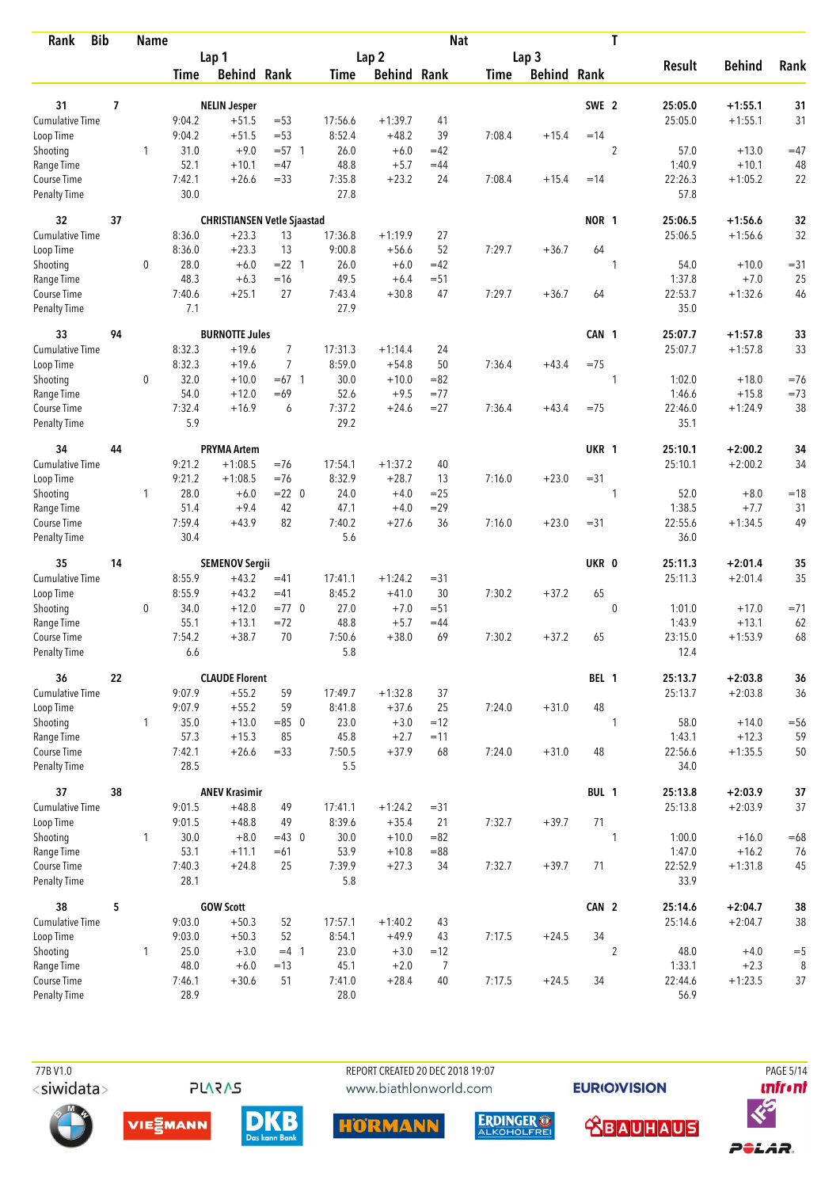| Rank | Bib | Name | | Lap 1 Time | Behind | Rank | Lap 2 Time | Behind | Rank | Nat Lap 3 Time | Behind | Rank | T | Result | Behind | Rank |
|---|---|---|---|---|---|---|---|---|---|---|---|---|---|---|---|---|
| 31 | 7 | NELIN Jesper | | | | | | | | | | SWE | 2 | 25:05.0 | +1:55.1 | 31 |
| | | Cumulative Time | | 9:04.2 | +51.5 | =53 | 17:56.6 | +1:39.7 | 41 | | | | | 25:05.0 | +1:55.1 | 31 |
| | | Loop Time | | 9:04.2 | +51.5 | =53 | 8:52.4 | +48.2 | 39 | 7:08.4 | +15.4 | =14 | | | | |
| | | Shooting | 1 | 31.0 | +9.0 | =57 1 | 26.0 | +6.0 | =42 | | | | 2 | 57.0 | +13.0 | =47 |
| | | Range Time | | 52.1 | +10.1 | =47 | 48.8 | +5.7 | =44 | | | | | 1:40.9 | +10.1 | 48 |
| | | Course Time | | 7:42.1 | +26.6 | =33 | 7:35.8 | +23.2 | 24 | 7:08.4 | +15.4 | =14 | | 22:26.3 | +1:05.2 | 22 |
| | | Penalty Time | | 30.0 | | | 27.8 | | | | | | | 57.8 | | |
| 32 | 37 | CHRISTIANSEN Vetle Sjaastad | | | | | | | | | | NOR | 1 | 25:06.5 | +1:56.6 | 32 |
| | | Cumulative Time | | 8:36.0 | +23.3 | 13 | 17:36.8 | +1:19.9 | 27 | | | | | 25:06.5 | +1:56.6 | 32 |
| | | Loop Time | | 8:36.0 | +23.3 | 13 | 9:00.8 | +56.6 | 52 | 7:29.7 | +36.7 | 64 | | | | |
| | | Shooting | 0 | 28.0 | +6.0 | =22 1 | 26.0 | +6.0 | =42 | | | | 1 | 54.0 | +10.0 | =31 |
| | | Range Time | | 48.3 | +6.3 | =16 | 49.5 | +6.4 | =51 | | | | | 1:37.8 | +7.0 | 25 |
| | | Course Time | | 7:40.6 | +25.1 | 27 | 7:43.4 | +30.8 | 47 | 7:29.7 | +36.7 | 64 | | 22:53.7 | +1:32.6 | 46 |
| | | Penalty Time | | 7.1 | | | 27.9 | | | | | | | 35.0 | | |
| 33 | 94 | BURNOTTE Jules | | | | | | | | | | CAN | 1 | 25:07.7 | +1:57.8 | 33 |
| | | Cumulative Time | | 8:32.3 | +19.6 | 7 | 17:31.3 | +1:14.4 | 24 | | | | | 25:07.7 | +1:57.8 | 33 |
| | | Loop Time | | 8:32.3 | +19.6 | 7 | 8:59.0 | +54.8 | 50 | 7:36.4 | +43.4 | =75 | | | | |
| | | Shooting | 0 | 32.0 | +10.0 | =67 1 | 30.0 | +10.0 | =82 | | | | 1 | 1:02.0 | +18.0 | =76 |
| | | Range Time | | 54.0 | +12.0 | =69 | 52.6 | +9.5 | =77 | | | | | 1:46.6 | +15.8 | =73 |
| | | Course Time | | 7:32.4 | +16.9 | 6 | 7:37.2 | +24.6 | =27 | 7:36.4 | +43.4 | =75 | | 22:46.0 | +1:24.9 | 38 |
| | | Penalty Time | | 5.9 | | | 29.2 | | | | | | | 35.1 | | |
| 34 | 44 | PRYMA Artem | | | | | | | | | | UKR | 1 | 25:10.1 | +2:00.2 | 34 |
| | | Cumulative Time | | 9:21.2 | +1:08.5 | =76 | 17:54.1 | +1:37.2 | 40 | | | | | 25:10.1 | +2:00.2 | 34 |
| | | Loop Time | | 9:21.2 | +1:08.5 | =76 | 8:32.9 | +28.7 | 13 | 7:16.0 | +23.0 | =31 | | | | |
| | | Shooting | 1 | 28.0 | +6.0 | =22 0 | 24.0 | +4.0 | =25 | | | | 1 | 52.0 | +8.0 | =18 |
| | | Range Time | | 51.4 | +9.4 | 42 | 47.1 | +4.0 | =29 | | | | | 1:38.5 | +7.7 | 31 |
| | | Course Time | | 7:59.4 | +43.9 | 82 | 7:40.2 | +27.6 | 36 | 7:16.0 | +23.0 | =31 | | 22:55.6 | +1:34.5 | 49 |
| | | Penalty Time | | 30.4 | | | 5.6 | | | | | | | 36.0 | | |
| 35 | 14 | SEMENOV Sergii | | | | | | | | | | UKR | 0 | 25:11.3 | +2:01.4 | 35 |
| | | Cumulative Time | | 8:55.9 | +43.2 | =41 | 17:41.1 | +1:24.2 | =31 | | | | | 25:11.3 | +2:01.4 | 35 |
| | | Loop Time | | 8:55.9 | +43.2 | =41 | 8:45.2 | +41.0 | 30 | 7:30.2 | +37.2 | 65 | | | | |
| | | Shooting | 0 | 34.0 | +12.0 | =77 0 | 27.0 | +7.0 | =51 | | | | 0 | 1:01.0 | +17.0 | =71 |
| | | Range Time | | 55.1 | +13.1 | =72 | 48.8 | +5.7 | =44 | | | | | 1:43.9 | +13.1 | 62 |
| | | Course Time | | 7:54.2 | +38.7 | 70 | 7:50.6 | +38.0 | 69 | 7:30.2 | +37.2 | 65 | | 23:15.0 | +1:53.9 | 68 |
| | | Penalty Time | | 6.6 | | | 5.8 | | | | | | | 12.4 | | |
| 36 | 22 | CLAUDE Florent | | | | | | | | | | BEL | 1 | 25:13.7 | +2:03.8 | 36 |
| | | Cumulative Time | | 9:07.9 | +55.2 | 59 | 17:49.7 | +1:32.8 | 37 | | | | | 25:13.7 | +2:03.8 | 36 |
| | | Loop Time | | 9:07.9 | +55.2 | 59 | 8:41.8 | +37.6 | 25 | 7:24.0 | +31.0 | 48 | | | | |
| | | Shooting | 1 | 35.0 | +13.0 | =85 0 | 23.0 | +3.0 | =12 | | | | 1 | 58.0 | +14.0 | =56 |
| | | Range Time | | 57.3 | +15.3 | 85 | 45.8 | +2.7 | =11 | | | | | 1:43.1 | +12.3 | 59 |
| | | Course Time | | 7:42.1 | +26.6 | =33 | 7:50.5 | +37.9 | 68 | 7:24.0 | +31.0 | 48 | | 22:56.6 | +1:35.5 | 50 |
| | | Penalty Time | | 28.5 | | | 5.5 | | | | | | | 34.0 | | |
| 37 | 38 | ANEV Krasimir | | | | | | | | | | BUL | 1 | 25:13.8 | +2:03.9 | 37 |
| | | Cumulative Time | | 9:01.5 | +48.8 | 49 | 17:41.1 | +1:24.2 | =31 | | | | | 25:13.8 | +2:03.9 | 37 |
| | | Loop Time | | 9:01.5 | +48.8 | 49 | 8:39.6 | +35.4 | 21 | 7:32.7 | +39.7 | 71 | | | | |
| | | Shooting | 1 | 30.0 | +8.0 | =43 0 | 30.0 | +10.0 | =82 | | | | 1 | 1:00.0 | +16.0 | =68 |
| | | Range Time | | 53.1 | +11.1 | =61 | 53.9 | +10.8 | =88 | | | | | 1:47.0 | +16.2 | 76 |
| | | Course Time | | 7:40.3 | +24.8 | 25 | 7:39.9 | +27.3 | 34 | 7:32.7 | +39.7 | 71 | | 22:52.9 | +1:31.8 | 45 |
| | | Penalty Time | | 28.1 | | | 5.8 | | | | | | | 33.9 | | |
| 38 | 5 | GOW Scott | | | | | | | | | | CAN | 2 | 25:14.6 | +2:04.7 | 38 |
| | | Cumulative Time | | 9:03.0 | +50.3 | 52 | 17:57.1 | +1:40.2 | 43 | | | | | 25:14.6 | +2:04.7 | 38 |
| | | Loop Time | | 9:03.0 | +50.3 | 52 | 8:54.1 | +49.9 | 43 | 7:17.5 | +24.5 | 34 | | | | |
| | | Shooting | 1 | 25.0 | +3.0 | =4 1 | 23.0 | +3.0 | =12 | | | | 2 | 48.0 | +4.0 | =5 |
| | | Range Time | | 48.0 | +6.0 | =13 | 45.1 | +2.0 | 7 | | | | | 1:33.1 | +2.3 | 8 |
| | | Course Time | | 7:46.1 | +30.6 | 51 | 7:41.0 | +28.4 | 40 | 7:17.5 | +24.5 | 34 | | 22:44.6 | +1:23.5 | 37 |
| | | Penalty Time | | 28.9 | | | 28.0 | | | | | | | 56.9 | | |

77B V1.0 REPORT CREATED 20 DEC 2018 19:07 www.biathlonworld.com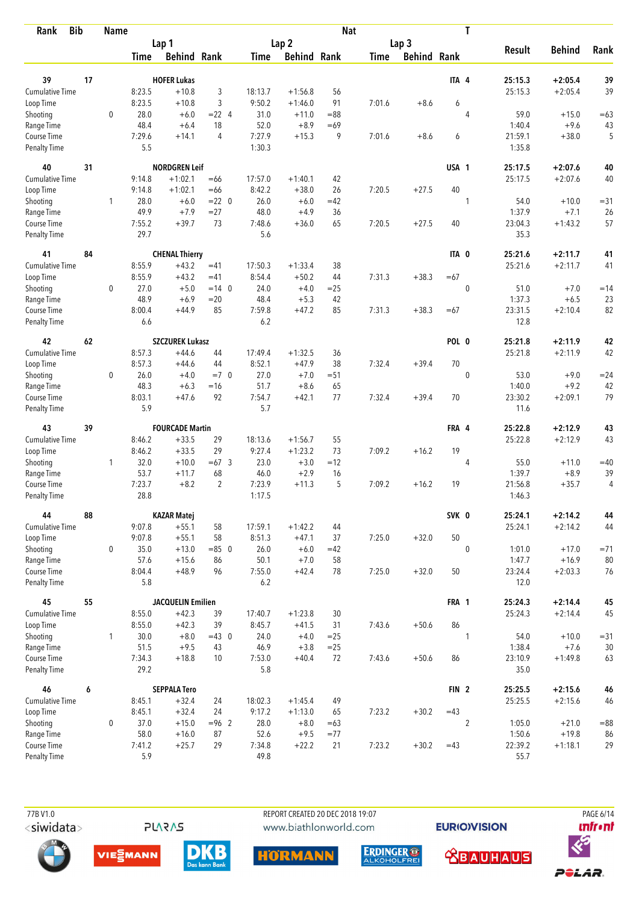| Rank | Bib | Name | Lap 1 Time | Lap 1 Behind | Lap 1 Rank | Lap 2 Time | Lap 2 Behind | Lap 2 Rank | Lap 3 Time | Lap 3 Behind | Lap 3 Rank | Nat | T | Result | Behind | Rank |
|---|---|---|---|---|---|---|---|---|---|---|---|---|---|---|---|---|
| 39 | 17 | HOFER Lukas | | | | | | | | | | ITA | 4 | 25:15.3 | +2:05.4 | 39 |
| | | Cumulative Time | 8:23.5 | +10.8 | 3 | 18:13.7 | +1:56.8 | 56 | | | | | | 25:15.3 | +2:05.4 | 39 |
| | | Loop Time | 8:23.5 | +10.8 | 3 | 9:50.2 | +1:46.0 | 91 | 7:01.6 | +8.6 | 6 | | | | | |
| | | Shooting | 0 28.0 | +6.0 | =22 4 | 31.0 | +11.0 | =88 | | | | | 4 | 59.0 | +15.0 | =63 |
| | | Range Time | 48.4 | +6.4 | 18 | 52.0 | +8.9 | =69 | | | | | | 1:40.4 | +9.6 | 43 |
| | | Course Time | 7:29.6 | +14.1 | 4 | 7:27.9 | +15.3 | 9 | 7:01.6 | +8.6 | 6 | | | 21:59.1 | +38.0 | 5 |
| | | Penalty Time | 5.5 | | | 1:30.3 | | | | | | | | 1:35.8 | | |
| 40 | 31 | NORDGREN Leif | | | | | | | | | | USA | 1 | 25:17.5 | +2:07.6 | 40 |
| | | Cumulative Time | 9:14.8 | +1:02.1 | =66 | 17:57.0 | +1:40.1 | 42 | | | | | | 25:17.5 | +2:07.6 | 40 |
| | | Loop Time | 9:14.8 | +1:02.1 | =66 | 8:42.2 | +38.0 | 26 | 7:20.5 | +27.5 | 40 | | | | | |
| | | Shooting | 1 28.0 | +6.0 | =22 0 | 26.0 | +6.0 | =42 | | | | | 1 | 54.0 | +10.0 | =31 |
| | | Range Time | 49.9 | +7.9 | =27 | 48.0 | +4.9 | 36 | | | | | | 1:37.9 | +7.1 | 26 |
| | | Course Time | 7:55.2 | +39.7 | 73 | 7:48.6 | +36.0 | 65 | 7:20.5 | +27.5 | 40 | | | 23:04.3 | +1:43.2 | 57 |
| | | Penalty Time | 29.7 | | | 5.6 | | | | | | | | 35.3 | | |
| 41 | 84 | CHENAL Thierry | | | | | | | | | | ITA | 0 | 25:21.6 | +2:11.7 | 41 |
| | | Cumulative Time | 8:55.9 | +43.2 | =41 | 17:50.3 | +1:33.4 | 38 | | | | | | 25:21.6 | +2:11.7 | 41 |
| | | Loop Time | 8:55.9 | +43.2 | =41 | 8:54.4 | +50.2 | 44 | 7:31.3 | +38.3 | =67 | | | | | |
| | | Shooting | 0 27.0 | +5.0 | =14 0 | 24.0 | +4.0 | =25 | | | | | 0 | 51.0 | +7.0 | =14 |
| | | Range Time | 48.9 | +6.9 | =20 | 48.4 | +5.3 | 42 | | | | | | 1:37.3 | +6.5 | 23 |
| | | Course Time | 8:00.4 | +44.9 | 85 | 7:59.8 | +47.2 | 85 | 7:31.3 | +38.3 | =67 | | | 23:31.5 | +2:10.4 | 82 |
| | | Penalty Time | 6.6 | | | 6.2 | | | | | | | | 12.8 | | |
| 42 | 62 | SZCZUREK Lukasz | | | | | | | | | | POL | 0 | 25:21.8 | +2:11.9 | 42 |
| | | Cumulative Time | 8:57.3 | +44.6 | 44 | 17:49.4 | +1:32.5 | 36 | | | | | | 25:21.8 | +2:11.9 | 42 |
| | | Loop Time | 8:57.3 | +44.6 | 44 | 8:52.1 | +47.9 | 38 | 7:32.4 | +39.4 | 70 | | | | | |
| | | Shooting | 0 26.0 | +4.0 | =7 0 | 27.0 | +7.0 | =51 | | | | | 0 | 53.0 | +9.0 | =24 |
| | | Range Time | 48.3 | +6.3 | =16 | 51.7 | +8.6 | 65 | | | | | | 1:40.0 | +9.2 | 42 |
| | | Course Time | 8:03.1 | +47.6 | 92 | 7:54.7 | +42.1 | 77 | 7:32.4 | +39.4 | 70 | | | 23:30.2 | +2:09.1 | 79 |
| | | Penalty Time | 5.9 | | | 5.7 | | | | | | | | 11.6 | | |
| 43 | 39 | FOURCADE Martin | | | | | | | | | | FRA | 4 | 25:22.8 | +2:12.9 | 43 |
| | | Cumulative Time | 8:46.2 | +33.5 | 29 | 18:13.6 | +1:56.7 | 55 | | | | | | 25:22.8 | +2:12.9 | 43 |
| | | Loop Time | 8:46.2 | +33.5 | 29 | 9:27.4 | +1:23.2 | 73 | 7:09.2 | +16.2 | 19 | | | | | |
| | | Shooting | 1 32.0 | +10.0 | =67 3 | 23.0 | +3.0 | =12 | | | | | 4 | 55.0 | +11.0 | =40 |
| | | Range Time | 53.7 | +11.7 | 68 | 46.0 | +2.9 | 16 | | | | | | 1:39.7 | +8.9 | 39 |
| | | Course Time | 7:23.7 | +8.2 | 2 | 7:23.9 | +11.3 | 5 | 7:09.2 | +16.2 | 19 | | | 21:56.8 | +35.7 | 4 |
| | | Penalty Time | 28.8 | | | 1:17.5 | | | | | | | | 1:46.3 | | |
| 44 | 88 | KAZAR Matej | | | | | | | | | | SVK | 0 | 25:24.1 | +2:14.2 | 44 |
| | | Cumulative Time | 9:07.8 | +55.1 | 58 | 17:59.1 | +1:42.2 | 44 | | | | | | 25:24.1 | +2:14.2 | 44 |
| | | Loop Time | 9:07.8 | +55.1 | 58 | 8:51.3 | +47.1 | 37 | 7:25.0 | +32.0 | 50 | | | | | |
| | | Shooting | 0 35.0 | +13.0 | =85 0 | 26.0 | +6.0 | =42 | | | | | 0 | 1:01.0 | +17.0 | =71 |
| | | Range Time | 57.6 | +15.6 | 86 | 50.1 | +7.0 | 58 | | | | | | 1:47.7 | +16.9 | 80 |
| | | Course Time | 8:04.4 | +48.9 | 96 | 7:55.0 | +42.4 | 78 | 7:25.0 | +32.0 | 50 | | | 23:24.4 | +2:03.3 | 76 |
| | | Penalty Time | 5.8 | | | 6.2 | | | | | | | | 12.0 | | |
| 45 | 55 | JACQUELIN Emilien | | | | | | | | | | FRA | 1 | 25:24.3 | +2:14.4 | 45 |
| | | Cumulative Time | 8:55.0 | +42.3 | 39 | 17:40.7 | +1:23.8 | 30 | | | | | | 25:24.3 | +2:14.4 | 45 |
| | | Loop Time | 8:55.0 | +42.3 | 39 | 8:45.7 | +41.5 | 31 | 7:43.6 | +50.6 | 86 | | | | | |
| | | Shooting | 1 30.0 | +8.0 | =43 0 | 24.0 | +4.0 | =25 | | | | | 1 | 54.0 | +10.0 | =31 |
| | | Range Time | 51.5 | +9.5 | 43 | 46.9 | +3.8 | =25 | | | | | | 1:38.4 | +7.6 | 30 |
| | | Course Time | 7:34.3 | +18.8 | 10 | 7:53.0 | +40.4 | 72 | 7:43.6 | +50.6 | 86 | | | 23:10.9 | +1:49.8 | 63 |
| | | Penalty Time | 29.2 | | | 5.8 | | | | | | | | 35.0 | | |
| 46 | 6 | SEPPALA Tero | | | | | | | | | | FIN | 2 | 25:25.5 | +2:15.6 | 46 |
| | | Cumulative Time | 8:45.1 | +32.4 | 24 | 18:02.3 | +1:45.4 | 49 | | | | | | 25:25.5 | +2:15.6 | 46 |
| | | Loop Time | 8:45.1 | +32.4 | 24 | 9:17.2 | +1:13.0 | 65 | 7:23.2 | +30.2 | =43 | | | | | |
| | | Shooting | 0 37.0 | +15.0 | =96 2 | 28.0 | +8.0 | =63 | | | | | 2 | 1:05.0 | +21.0 | =88 |
| | | Range Time | 58.0 | +16.0 | 87 | 52.6 | +9.5 | =77 | | | | | | 1:50.6 | +19.8 | 86 |
| | | Course Time | 7:41.2 | +25.7 | 29 | 7:34.8 | +22.2 | 21 | 7:23.2 | +30.2 | =43 | | | 22:39.2 | +1:18.1 | 29 |
| | | Penalty Time | 5.9 | | | 49.8 | | | | | | | | 55.7 | | |

77B V1.0 REPORT CREATED 20 DEC 2018 19:07 www.biathlonworld.com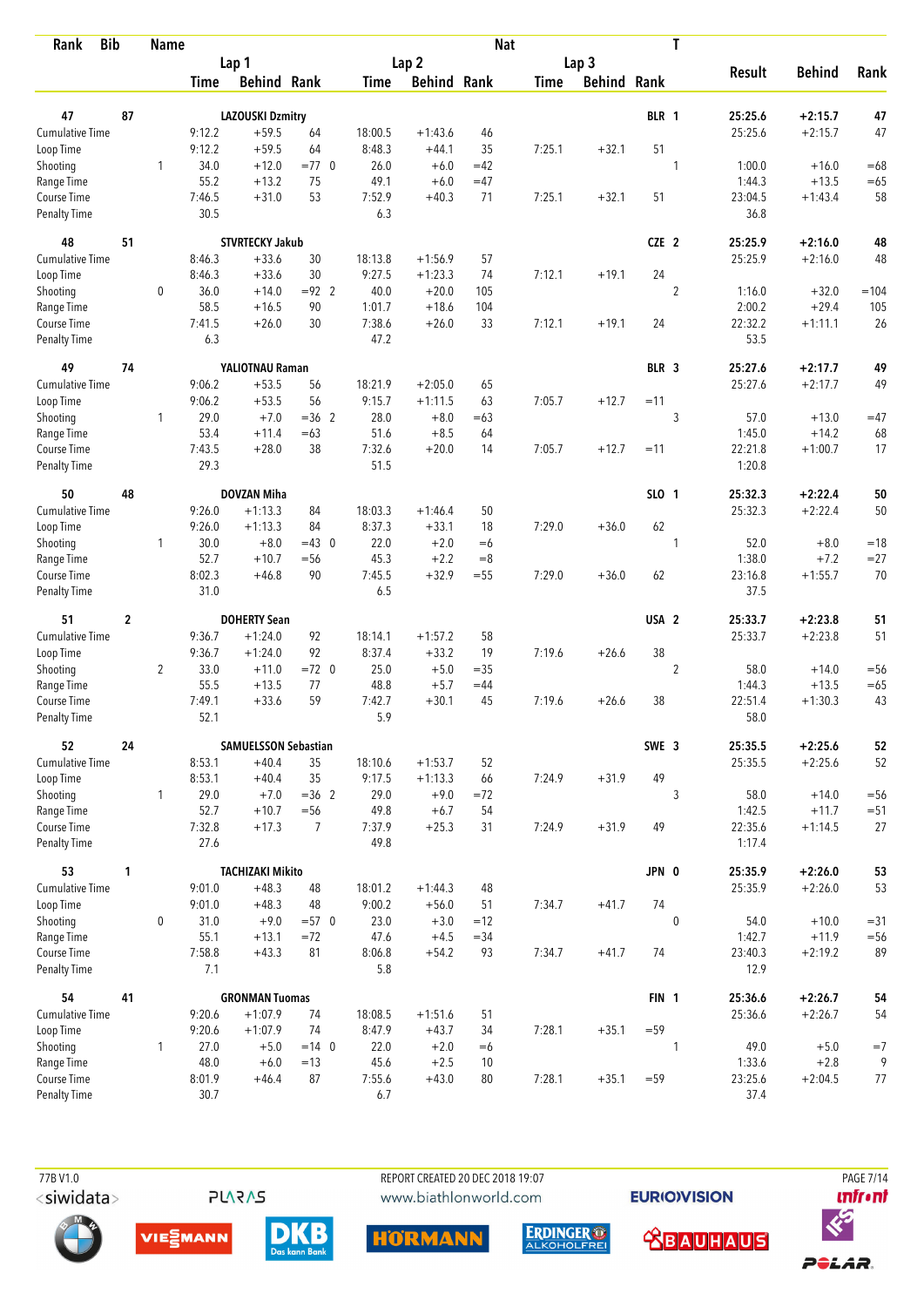| Rank | Bib | Name | | Lap 1 Time | Behind | Rank | Lap 2 Time | Behind | Rank | Nat Lap 3 Time | Behind | Rank | T | Result | Behind | Rank |
|---|---|---|---|---|---|---|---|---|---|---|---|---|---|---|---|---|
| 47 | 87 | LAZOUSKI Dzmitry | | | | | | | | | | | BLR 1 | 25:25.6 | +2:15.7 | 47 |
| | | Cumulative Time | | 9:12.2 | +59.5 | 64 | 18:00.5 | +1:43.6 | 46 | | | | | 25:25.6 | +2:15.7 | 47 |
| | | Loop Time | | 9:12.2 | +59.5 | 64 | 8:48.3 | +44.1 | 35 | 7:25.1 | +32.1 | 51 | | | | |
| | | Shooting | 1 | 34.0 | +12.0 | =77 0 | 26.0 | +6.0 | =42 | | | | 1 | 1:00.0 | +16.0 | =68 |
| | | Range Time | | 55.2 | +13.2 | 75 | 49.1 | +6.0 | =47 | | | | | 1:44.3 | +13.5 | =65 |
| | | Course Time | | 7:46.5 | +31.0 | 53 | 7:52.9 | +40.3 | 71 | 7:25.1 | +32.1 | 51 | | 23:04.5 | +1:43.4 | 58 |
| | | Penalty Time | | 30.5 | | | 6.3 | | | | | | | 36.8 | | |
| 48 | 51 | STVRTECKY Jakub | | | | | | | | | | | CZE 2 | 25:25.9 | +2:16.0 | 48 |
| | | Cumulative Time | | 8:46.3 | +33.6 | 30 | 18:13.8 | +1:56.9 | 57 | | | | | 25:25.9 | +2:16.0 | 48 |
| | | Loop Time | | 8:46.3 | +33.6 | 30 | 9:27.5 | +1:23.3 | 74 | 7:12.1 | +19.1 | 24 | | | | |
| | | Shooting | 0 | 36.0 | +14.0 | =92 2 | 40.0 | +20.0 | 105 | | | | 2 | 1:16.0 | +32.0 | =104 |
| | | Range Time | | 58.5 | +16.5 | 90 | 1:01.7 | +18.6 | 104 | | | | | 2:00.2 | +29.4 | 105 |
| | | Course Time | | 7:41.5 | +26.0 | 30 | 7:38.6 | +26.0 | 33 | 7:12.1 | +19.1 | 24 | | 22:32.2 | +1:11.1 | 26 |
| | | Penalty Time | | 6.3 | | | 47.2 | | | | | | | 53.5 | | |
| 49 | 74 | YALIOTNAU Raman | | | | | | | | | | | BLR 3 | 25:27.6 | +2:17.7 | 49 |
| | | Cumulative Time | | 9:06.2 | +53.5 | 56 | 18:21.9 | +2:05.0 | 65 | | | | | 25:27.6 | +2:17.7 | 49 |
| | | Loop Time | | 9:06.2 | +53.5 | 56 | 9:15.7 | +1:11.5 | 63 | 7:05.7 | +12.7 | =11 | | | | |
| | | Shooting | 1 | 29.0 | +7.0 | =36 2 | 28.0 | +8.0 | =63 | | | | 3 | 57.0 | +13.0 | =47 |
| | | Range Time | | 53.4 | +11.4 | =63 | 51.6 | +8.5 | 64 | | | | | 1:45.0 | +14.2 | 68 |
| | | Course Time | | 7:43.5 | +28.0 | 38 | 7:32.6 | +20.0 | 14 | 7:05.7 | +12.7 | =11 | | 22:21.8 | +1:00.7 | 17 |
| | | Penalty Time | | 29.3 | | | 51.5 | | | | | | | 1:20.8 | | |
| 50 | 48 | DOVZAN Miha | | | | | | | | | | | SLO 1 | 25:32.3 | +2:22.4 | 50 |
| | | Cumulative Time | | 9:26.0 | +1:13.3 | 84 | 18:03.3 | +1:46.4 | 50 | | | | | 25:32.3 | +2:22.4 | 50 |
| | | Loop Time | | 9:26.0 | +1:13.3 | 84 | 8:37.3 | +33.1 | 18 | 7:29.0 | +36.0 | 62 | | | | |
| | | Shooting | 1 | 30.0 | +8.0 | =43 0 | 22.0 | +2.0 | =6 | | | | 1 | 52.0 | +8.0 | =18 |
| | | Range Time | | 52.7 | +10.7 | =56 | 45.3 | +2.2 | =8 | | | | | 1:38.0 | +7.2 | =27 |
| | | Course Time | | 8:02.3 | +46.8 | 90 | 7:45.5 | +32.9 | =55 | 7:29.0 | +36.0 | 62 | | 23:16.8 | +1:55.7 | 70 |
| | | Penalty Time | | 31.0 | | | 6.5 | | | | | | | 37.5 | | |
| 51 | 2 | DOHERTY Sean | | | | | | | | | | | USA 2 | 25:33.7 | +2:23.8 | 51 |
| | | Cumulative Time | | 9:36.7 | +1:24.0 | 92 | 18:14.1 | +1:57.2 | 58 | | | | | 25:33.7 | +2:23.8 | 51 |
| | | Loop Time | | 9:36.7 | +1:24.0 | 92 | 8:37.4 | +33.2 | 19 | 7:19.6 | +26.6 | 38 | | | | |
| | | Shooting | 2 | 33.0 | +11.0 | =72 0 | 25.0 | +5.0 | =35 | | | | 2 | 58.0 | +14.0 | =56 |
| | | Range Time | | 55.5 | +13.5 | 77 | 48.8 | +5.7 | =44 | | | | | 1:44.3 | +13.5 | =65 |
| | | Course Time | | 7:49.1 | +33.6 | 59 | 7:42.7 | +30.1 | 45 | 7:19.6 | +26.6 | 38 | | 22:51.4 | +1:30.3 | 43 |
| | | Penalty Time | | 52.1 | | | 5.9 | | | | | | | 58.0 | | |
| 52 | 24 | SAMUELSSON Sebastian | | | | | | | | | | | SWE 3 | 25:35.5 | +2:25.6 | 52 |
| | | Cumulative Time | | 8:53.1 | +40.4 | 35 | 18:10.6 | +1:53.7 | 52 | | | | | 25:35.5 | +2:25.6 | 52 |
| | | Loop Time | | 8:53.1 | +40.4 | 35 | 9:17.5 | +1:13.3 | 66 | 7:24.9 | +31.9 | 49 | | | | |
| | | Shooting | 1 | 29.0 | +7.0 | =36 2 | 29.0 | +9.0 | =72 | | | | 3 | 58.0 | +14.0 | =56 |
| | | Range Time | | 52.7 | +10.7 | =56 | 49.8 | +6.7 | 54 | | | | | 1:42.5 | +11.7 | =51 |
| | | Course Time | | 7:32.8 | +17.3 | 7 | 7:37.9 | +25.3 | 31 | 7:24.9 | +31.9 | 49 | | 22:35.6 | +1:14.5 | 27 |
| | | Penalty Time | | 27.6 | | | 49.8 | | | | | | | 1:17.4 | | |
| 53 | 1 | TACHIZAKI Mikito | | | | | | | | | | | JPN 0 | 25:35.9 | +2:26.0 | 53 |
| | | Cumulative Time | | 9:01.0 | +48.3 | 48 | 18:01.2 | +1:44.3 | 48 | | | | | 25:35.9 | +2:26.0 | 53 |
| | | Loop Time | | 9:01.0 | +48.3 | 48 | 9:00.2 | +56.0 | 51 | 7:34.7 | +41.7 | 74 | | | | |
| | | Shooting | 0 | 31.0 | +9.0 | =57 0 | 23.0 | +3.0 | =12 | | | | 0 | 54.0 | +10.0 | =31 |
| | | Range Time | | 55.1 | +13.1 | =72 | 47.6 | +4.5 | =34 | | | | | 1:42.7 | +11.9 | =56 |
| | | Course Time | | 7:58.8 | +43.3 | 81 | 8:06.8 | +54.2 | 93 | 7:34.7 | +41.7 | 74 | | 23:40.3 | +2:19.2 | 89 |
| | | Penalty Time | | 7.1 | | | 5.8 | | | | | | | 12.9 | | |
| 54 | 41 | GRONMAN Tuomas | | | | | | | | | | | FIN 1 | 25:36.6 | +2:26.7 | 54 |
| | | Cumulative Time | | 9:20.6 | +1:07.9 | 74 | 18:08.5 | +1:51.6 | 51 | | | | | 25:36.6 | +2:26.7 | 54 |
| | | Loop Time | | 9:20.6 | +1:07.9 | 74 | 8:47.9 | +43.7 | 34 | 7:28.1 | +35.1 | =59 | | | | |
| | | Shooting | 1 | 27.0 | +5.0 | =14 0 | 22.0 | +2.0 | =6 | | | | 1 | 49.0 | +5.0 | =7 |
| | | Range Time | | 48.0 | +6.0 | =13 | 45.6 | +2.5 | 10 | | | | | 1:33.6 | +2.8 | 9 |
| | | Course Time | | 8:01.9 | +46.4 | 87 | 7:55.6 | +43.0 | 80 | 7:28.1 | +35.1 | =59 | | 23:25.6 | +2:04.5 | 77 |
| | | Penalty Time | | 30.7 | | | 6.7 | | | | | | | 37.4 | | |

77B V1.0 REPORT CREATED 20 DEC 2018 19:07 www.biathlonworld.com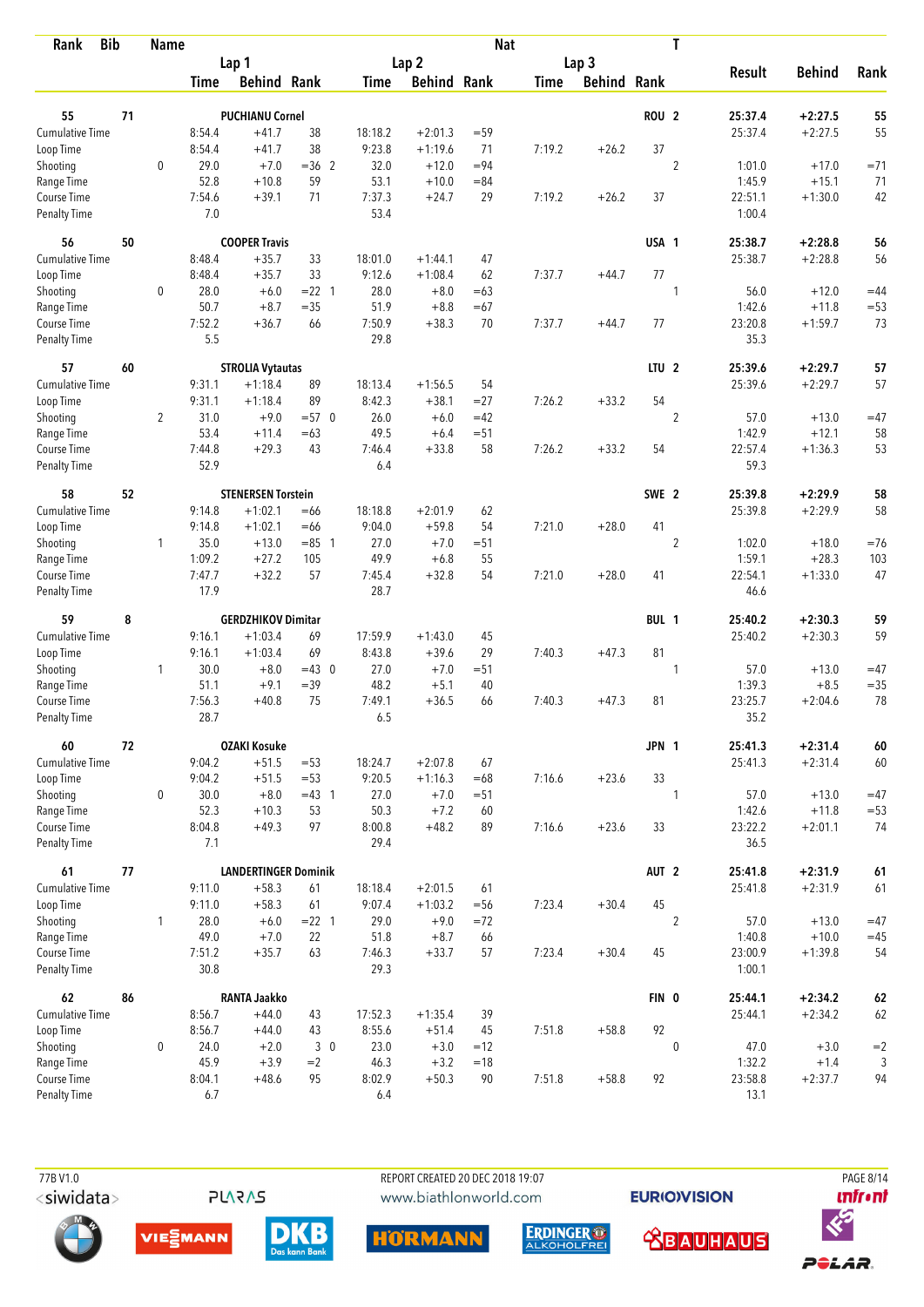| Rank | Bib | Name | | Lap 1 Time | Behind | Rank | Lap 2 Time | Behind | Rank | Lap 3 Time | Behind | Rank | Nat | T | Result | Behind | Rank |
|---|---|---|---|---|---|---|---|---|---|---|---|---|---|---|---|---|---|
| 55 | 71 | PUCHIANU Cornel | | | | | | | | | | | ROU | 2 | 25:37.4 | +2:27.5 | 55 |
| | | Cumulative Time | | 8:54.4 | +41.7 | 38 | 18:18.2 | +2:01.3 | =59 | | | | | | 25:37.4 | +2:27.5 | 55 |
| | | Loop Time | | 8:54.4 | +41.7 | 38 | 9:23.8 | +1:19.6 | 71 | 7:19.2 | +26.2 | 37 | | | | | |
| | | Shooting | 0 | 29.0 | +7.0 | =36 2 | 32.0 | +12.0 | =94 | | | | | 2 | 1:01.0 | +17.0 | =71 |
| | | Range Time | | 52.8 | +10.8 | 59 | 53.1 | +10.0 | =84 | | | | | | 1:45.9 | +15.1 | 71 |
| | | Course Time | | 7:54.6 | +39.1 | 71 | 7:37.3 | +24.7 | 29 | 7:19.2 | +26.2 | 37 | | | 22:51.1 | +1:30.0 | 42 |
| | | Penalty Time | | 7.0 | | | 53.4 | | | | | | | | 1:00.4 | | |
| 56 | 50 | COOPER Travis | | | | | | | | | | | USA | 1 | 25:38.7 | +2:28.8 | 56 |
| | | Cumulative Time | | 8:48.4 | +35.7 | 33 | 18:01.0 | +1:44.1 | 47 | | | | | | 25:38.7 | +2:28.8 | 56 |
| | | Loop Time | | 8:48.4 | +35.7 | 33 | 9:12.6 | +1:08.4 | 62 | 7:37.7 | +44.7 | 77 | | | | | |
| | | Shooting | 0 | 28.0 | +6.0 | =22 1 | 28.0 | +8.0 | =63 | | | | | 1 | 56.0 | +12.0 | =44 |
| | | Range Time | | 50.7 | +8.7 | =35 | 51.9 | +8.8 | =67 | | | | | | 1:42.6 | +11.8 | =53 |
| | | Course Time | | 7:52.2 | +36.7 | 66 | 7:50.9 | +38.3 | 70 | 7:37.7 | +44.7 | 77 | | | 23:20.8 | +1:59.7 | 73 |
| | | Penalty Time | | 5.5 | | | 29.8 | | | | | | | | 35.3 | | |
| 57 | 60 | STROLIA Vytautas | | | | | | | | | | | LTU | 2 | 25:39.6 | +2:29.7 | 57 |
| | | Cumulative Time | | 9:31.1 | +1:18.4 | 89 | 18:13.4 | +1:56.5 | 54 | | | | | | 25:39.6 | +2:29.7 | 57 |
| | | Loop Time | | 9:31.1 | +1:18.4 | 89 | 8:42.3 | +38.1 | =27 | 7:26.2 | +33.2 | 54 | | | | | |
| | | Shooting | 2 | 31.0 | +9.0 | =57 0 | 26.0 | +6.0 | =42 | | | | | 2 | 57.0 | +13.0 | =47 |
| | | Range Time | | 53.4 | +11.4 | =63 | 49.5 | +6.4 | =51 | | | | | | 1:42.9 | +12.1 | 58 |
| | | Course Time | | 7:44.8 | +29.3 | 43 | 7:46.4 | +33.8 | 58 | 7:26.2 | +33.2 | 54 | | | 22:57.4 | +1:36.3 | 53 |
| | | Penalty Time | | 52.9 | | | 6.4 | | | | | | | | 59.3 | | |
| 58 | 52 | STENERSEN Torstein | | | | | | | | | | | SWE | 2 | 25:39.8 | +2:29.9 | 58 |
| | | Cumulative Time | | 9:14.8 | +1:02.1 | =66 | 18:18.8 | +2:01.9 | 62 | | | | | | 25:39.8 | +2:29.9 | 58 |
| | | Loop Time | | 9:14.8 | +1:02.1 | =66 | 9:04.0 | +59.8 | 54 | 7:21.0 | +28.0 | 41 | | | | | |
| | | Shooting | 1 | 35.0 | +13.0 | =85 1 | 27.0 | +7.0 | =51 | | | | | 2 | 1:02.0 | +18.0 | =76 |
| | | Range Time | | 1:09.2 | +27.2 | 105 | 49.9 | +6.8 | 55 | | | | | | 1:59.1 | +28.3 | 103 |
| | | Course Time | | 7:47.7 | +32.2 | 57 | 7:45.4 | +32.8 | 54 | 7:21.0 | +28.0 | 41 | | | 22:54.1 | +1:33.0 | 47 |
| | | Penalty Time | | 17.9 | | | 28.7 | | | | | | | | 46.6 | | |
| 59 | 8 | GERDZHIKOV Dimitar | | | | | | | | | | | BUL | 1 | 25:40.2 | +2:30.3 | 59 |
| | | Cumulative Time | | 9:16.1 | +1:03.4 | 69 | 17:59.9 | +1:43.0 | 45 | | | | | | 25:40.2 | +2:30.3 | 59 |
| | | Loop Time | | 9:16.1 | +1:03.4 | 69 | 8:43.8 | +39.6 | 29 | 7:40.3 | +47.3 | 81 | | | | | |
| | | Shooting | 1 | 30.0 | +8.0 | =43 0 | 27.0 | +7.0 | =51 | | | | | 1 | 57.0 | +13.0 | =47 |
| | | Range Time | | 51.1 | +9.1 | =39 | 48.2 | +5.1 | 40 | | | | | | 1:39.3 | +8.5 | =35 |
| | | Course Time | | 7:56.3 | +40.8 | 75 | 7:49.1 | +36.5 | 66 | 7:40.3 | +47.3 | 81 | | | 23:25.7 | +2:04.6 | 78 |
| | | Penalty Time | | 28.7 | | | 6.5 | | | | | | | | 35.2 | | |
| 60 | 72 | OZAKI Kosuke | | | | | | | | | | | JPN | 1 | 25:41.3 | +2:31.4 | 60 |
| | | Cumulative Time | | 9:04.2 | +51.5 | =53 | 18:24.7 | +2:07.8 | 67 | | | | | | 25:41.3 | +2:31.4 | 60 |
| | | Loop Time | | 9:04.2 | +51.5 | =53 | 9:20.5 | +1:16.3 | =68 | 7:16.6 | +23.6 | 33 | | | | | |
| | | Shooting | 0 | 30.0 | +8.0 | =43 1 | 27.0 | +7.0 | =51 | | | | | 1 | 57.0 | +13.0 | =47 |
| | | Range Time | | 52.3 | +10.3 | 53 | 50.3 | +7.2 | 60 | | | | | | 1:42.6 | +11.8 | =53 |
| | | Course Time | | 8:04.8 | +49.3 | 97 | 8:00.8 | +48.2 | 89 | 7:16.6 | +23.6 | 33 | | | 23:22.2 | +2:01.1 | 74 |
| | | Penalty Time | | 7.1 | | | 29.4 | | | | | | | | 36.5 | | |
| 61 | 77 | LANDERTINGER Dominik | | | | | | | | | | | AUT | 2 | 25:41.8 | +2:31.9 | 61 |
| | | Cumulative Time | | 9:11.0 | +58.3 | 61 | 18:18.4 | +2:01.5 | 61 | | | | | | 25:41.8 | +2:31.9 | 61 |
| | | Loop Time | | 9:11.0 | +58.3 | 61 | 9:07.4 | +1:03.2 | =56 | 7:23.4 | +30.4 | 45 | | | | | |
| | | Shooting | 1 | 28.0 | +6.0 | =22 1 | 29.0 | +9.0 | =72 | | | | | 2 | 57.0 | +13.0 | =47 |
| | | Range Time | | 49.0 | +7.0 | 22 | 51.8 | +8.7 | 66 | | | | | | 1:40.8 | +10.0 | =45 |
| | | Course Time | | 7:51.2 | +35.7 | 63 | 7:46.3 | +33.7 | 57 | 7:23.4 | +30.4 | 45 | | | 23:00.9 | +1:39.8 | 54 |
| | | Penalty Time | | 30.8 | | | 29.3 | | | | | | | | 1:00.1 | | |
| 62 | 86 | RANTA Jaakko | | | | | | | | | | | FIN | 0 | 25:44.1 | +2:34.2 | 62 |
| | | Cumulative Time | | 8:56.7 | +44.0 | 43 | 17:52.3 | +1:35.4 | 39 | | | | | | 25:44.1 | +2:34.2 | 62 |
| | | Loop Time | | 8:56.7 | +44.0 | 43 | 8:55.6 | +51.4 | 45 | 7:51.8 | +58.8 | 92 | | | | | |
| | | Shooting | 0 | 24.0 | +2.0 | 3 0 | 23.0 | +3.0 | =12 | | | | | 0 | 47.0 | +3.0 | =2 |
| | | Range Time | | 45.9 | +3.9 | =2 | 46.3 | +3.2 | =18 | | | | | | 1:32.2 | +1.4 | 3 |
| | | Course Time | | 8:04.1 | +48.6 | 95 | 8:02.9 | +50.3 | 90 | 7:51.8 | +58.8 | 92 | | | 23:58.8 | +2:37.7 | 94 |
| | | Penalty Time | | 6.7 | | | 6.4 | | | | | | | | 13.1 | | |

77B V1.0 REPORT CREATED 20 DEC 2018 19:07 www.biathlonworld.com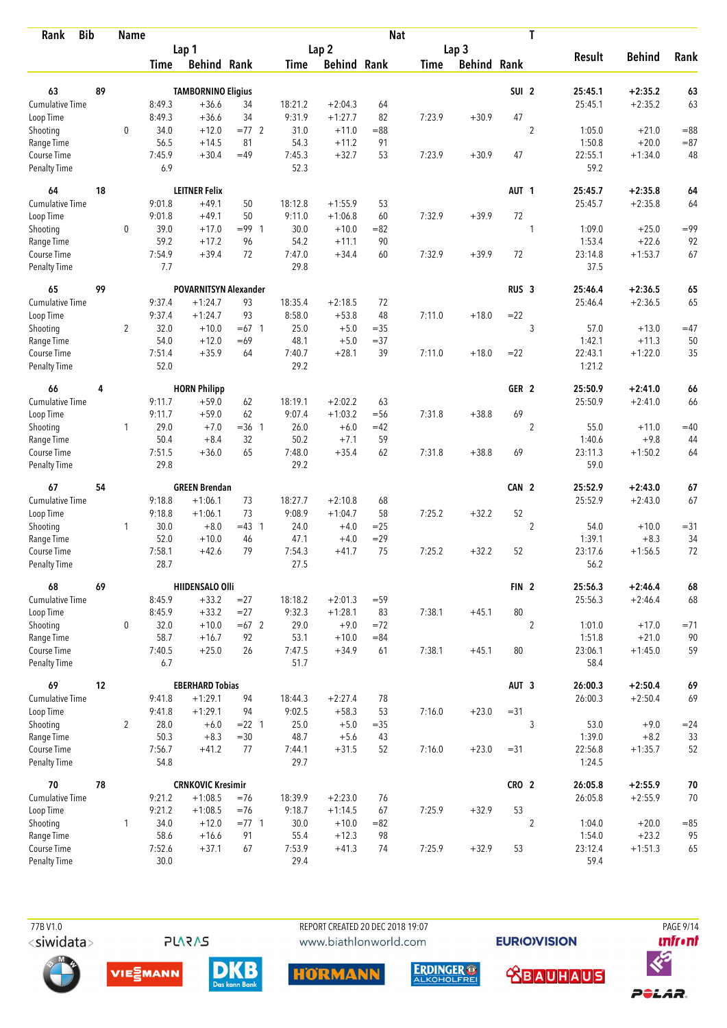| Rank | Bib | Name | | Lap 1 Time | Behind | Rank | Lap 2 Time | Behind | Rank | Nat Lap 3 Time | Behind | Rank | T | Result | Behind | Rank |
|---|---|---|---|---|---|---|---|---|---|---|---|---|---|---|---|---|
| 63 | 89 | TAMBORNINO Eligius | | | | | | | | | | | SUI 2 | 25:45.1 | +2:35.2 | 63 |
| | | Cumulative Time | | 8:49.3 | +36.6 | 34 | 18:21.2 | +2:04.3 | 64 | | | | | 25:45.1 | +2:35.2 | 63 |
| | | Loop Time | | 8:49.3 | +36.6 | 34 | 9:31.9 | +1:27.7 | 82 | 7:23.9 | +30.9 | 47 | | | | |
| | | Shooting | 0 | 34.0 | +12.0 | =77 2 | 31.0 | +11.0 | =88 | | | | 2 | 1:05.0 | +21.0 | =88 |
| | | Range Time | | 56.5 | +14.5 | 81 | 54.3 | +11.2 | 91 | | | | | 1:50.8 | +20.0 | =87 |
| | | Course Time | | 7:45.9 | +30.4 | =49 | 7:45.3 | +32.7 | 53 | 7:23.9 | +30.9 | 47 | | 22:55.1 | +1:34.0 | 48 |
| | | Penalty Time | | 6.9 | | | 52.3 | | | | | | | 59.2 | | |
| 64 | 18 | LEITNER Felix | | | | | | | | | | | AUT 1 | 25:45.7 | +2:35.8 | 64 |
| | | Cumulative Time | | 9:01.8 | +49.1 | 50 | 18:12.8 | +1:55.9 | 53 | | | | | 25:45.7 | +2:35.8 | 64 |
| | | Loop Time | | 9:01.8 | +49.1 | 50 | 9:11.0 | +1:06.8 | 60 | 7:32.9 | +39.9 | 72 | | | | |
| | | Shooting | 0 | 39.0 | +17.0 | =99 1 | 30.0 | +10.0 | =82 | | | | 1 | 1:09.0 | +25.0 | =99 |
| | | Range Time | | 59.2 | +17.2 | 96 | 54.2 | +11.1 | 90 | | | | | 1:53.4 | +22.6 | 92 |
| | | Course Time | | 7:54.9 | +39.4 | 72 | 7:47.0 | +34.4 | 60 | 7:32.9 | +39.9 | 72 | | 23:14.8 | +1:53.7 | 67 |
| | | Penalty Time | | 7.7 | | | 29.8 | | | | | | | 37.5 | | |
| 65 | 99 | POVARNITSYN Alexander | | | | | | | | | | | RUS 3 | 25:46.4 | +2:36.5 | 65 |
| | | Cumulative Time | | 9:37.4 | +1:24.7 | 93 | 18:35.4 | +2:18.5 | 72 | | | | | 25:46.4 | +2:36.5 | 65 |
| | | Loop Time | | 9:37.4 | +1:24.7 | 93 | 8:58.0 | +53.8 | 48 | 7:11.0 | +18.0 | =22 | | | | |
| | | Shooting | 2 | 32.0 | +10.0 | =67 1 | 25.0 | +5.0 | =35 | | | | 3 | 57.0 | +13.0 | =47 |
| | | Range Time | | 54.0 | +12.0 | =69 | 48.1 | +5.0 | =37 | | | | | 1:42.1 | +11.3 | 50 |
| | | Course Time | | 7:51.4 | +35.9 | 64 | 7:40.7 | +28.1 | 39 | 7:11.0 | +18.0 | =22 | | 22:43.1 | +1:22.0 | 35 |
| | | Penalty Time | | 52.0 | | | 29.2 | | | | | | | 1:21.2 | | |
| 66 | 4 | HORN Philipp | | | | | | | | | | | GER 2 | 25:50.9 | +2:41.0 | 66 |
| | | Cumulative Time | | 9:11.7 | +59.0 | 62 | 18:19.1 | +2:02.2 | 63 | | | | | 25:50.9 | +2:41.0 | 66 |
| | | Loop Time | | 9:11.7 | +59.0 | 62 | 9:07.4 | +1:03.2 | =56 | 7:31.8 | +38.8 | 69 | | | | |
| | | Shooting | 1 | 29.0 | +7.0 | =36 1 | 26.0 | +6.0 | =42 | | | | 2 | 55.0 | +11.0 | =40 |
| | | Range Time | | 50.4 | +8.4 | 32 | 50.2 | +7.1 | 59 | | | | | 1:40.6 | +9.8 | 44 |
| | | Course Time | | 7:51.5 | +36.0 | 65 | 7:48.0 | +35.4 | 62 | 7:31.8 | +38.8 | 69 | | 23:11.3 | +1:50.2 | 64 |
| | | Penalty Time | | 29.8 | | | 29.2 | | | | | | | 59.0 | | |
| 67 | 54 | GREEN Brendan | | | | | | | | | | | CAN 2 | 25:52.9 | +2:43.0 | 67 |
| | | Cumulative Time | | 9:18.8 | +1:06.1 | 73 | 18:27.7 | +2:10.8 | 68 | | | | | 25:52.9 | +2:43.0 | 67 |
| | | Loop Time | | 9:18.8 | +1:06.1 | 73 | 9:08.9 | +1:04.7 | 58 | 7:25.2 | +32.2 | 52 | | | | |
| | | Shooting | 1 | 30.0 | +8.0 | =43 1 | 24.0 | +4.0 | =25 | | | | 2 | 54.0 | +10.0 | =31 |
| | | Range Time | | 52.0 | +10.0 | 46 | 47.1 | +4.0 | =29 | | | | | 1:39.1 | +8.3 | 34 |
| | | Course Time | | 7:58.1 | +42.6 | 79 | 7:54.3 | +41.7 | 75 | 7:25.2 | +32.2 | 52 | | 23:17.6 | +1:56.5 | 72 |
| | | Penalty Time | | 28.7 | | | 27.5 | | | | | | | 56.2 | | |
| 68 | 69 | HIIDENSALO Olli | | | | | | | | | | | FIN 2 | 25:56.3 | +2:46.4 | 68 |
| | | Cumulative Time | | 8:45.9 | +33.2 | =27 | 18:18.2 | +2:01.3 | =59 | | | | | 25:56.3 | +2:46.4 | 68 |
| | | Loop Time | | 8:45.9 | +33.2 | =27 | 9:32.3 | +1:28.1 | 83 | 7:38.1 | +45.1 | 80 | | | | |
| | | Shooting | 0 | 32.0 | +10.0 | =67 2 | 29.0 | +9.0 | =72 | | | | 2 | 1:01.0 | +17.0 | =71 |
| | | Range Time | | 58.7 | +16.7 | 92 | 53.1 | +10.0 | =84 | | | | | 1:51.8 | +21.0 | 90 |
| | | Course Time | | 7:40.5 | +25.0 | 26 | 7:47.5 | +34.9 | 61 | 7:38.1 | +45.1 | 80 | | 23:06.1 | +1:45.0 | 59 |
| | | Penalty Time | | 6.7 | | | 51.7 | | | | | | | 58.4 | | |
| 69 | 12 | EBERHARD Tobias | | | | | | | | | | | AUT 3 | 26:00.3 | +2:50.4 | 69 |
| | | Cumulative Time | | 9:41.8 | +1:29.1 | 94 | 18:44.3 | +2:27.4 | 78 | | | | | 26:00.3 | +2:50.4 | 69 |
| | | Loop Time | | 9:41.8 | +1:29.1 | 94 | 9:02.5 | +58.3 | 53 | 7:16.0 | +23.0 | =31 | | | | |
| | | Shooting | 2 | 28.0 | +6.0 | =22 1 | 25.0 | +5.0 | =35 | | | | 3 | 53.0 | +9.0 | =24 |
| | | Range Time | | 50.3 | +8.3 | =30 | 48.7 | +5.6 | 43 | | | | | 1:39.0 | +8.2 | 33 |
| | | Course Time | | 7:56.7 | +41.2 | 77 | 7:44.1 | +31.5 | 52 | 7:16.0 | +23.0 | =31 | | 22:56.8 | +1:35.7 | 52 |
| | | Penalty Time | | 54.8 | | | 29.7 | | | | | | | 1:24.5 | | |
| 70 | 78 | CRNKOVIC Kresimir | | | | | | | | | | | CRO 2 | 26:05.8 | +2:55.9 | 70 |
| | | Cumulative Time | | 9:21.2 | +1:08.5 | =76 | 18:39.9 | +2:23.0 | 76 | | | | | 26:05.8 | +2:55.9 | 70 |
| | | Loop Time | | 9:21.2 | +1:08.5 | =76 | 9:18.7 | +1:14.5 | 67 | 7:25.9 | +32.9 | 53 | | | | |
| | | Shooting | 1 | 34.0 | +12.0 | =77 1 | 30.0 | +10.0 | =82 | | | | 2 | 1:04.0 | +20.0 | =85 |
| | | Range Time | | 58.6 | +16.6 | 91 | 55.4 | +12.3 | 98 | | | | | 1:54.0 | +23.2 | 95 |
| | | Course Time | | 7:52.6 | +37.1 | 67 | 7:53.9 | +41.3 | 74 | 7:25.9 | +32.9 | 53 | | 23:12.4 | +1:51.3 | 65 |
| | | Penalty Time | | 30.0 | | | 29.4 | | | | | | | 59.4 | | |

77B V1.0 REPORT CREATED 20 DEC 2018 19:07 www.biathlonworld.com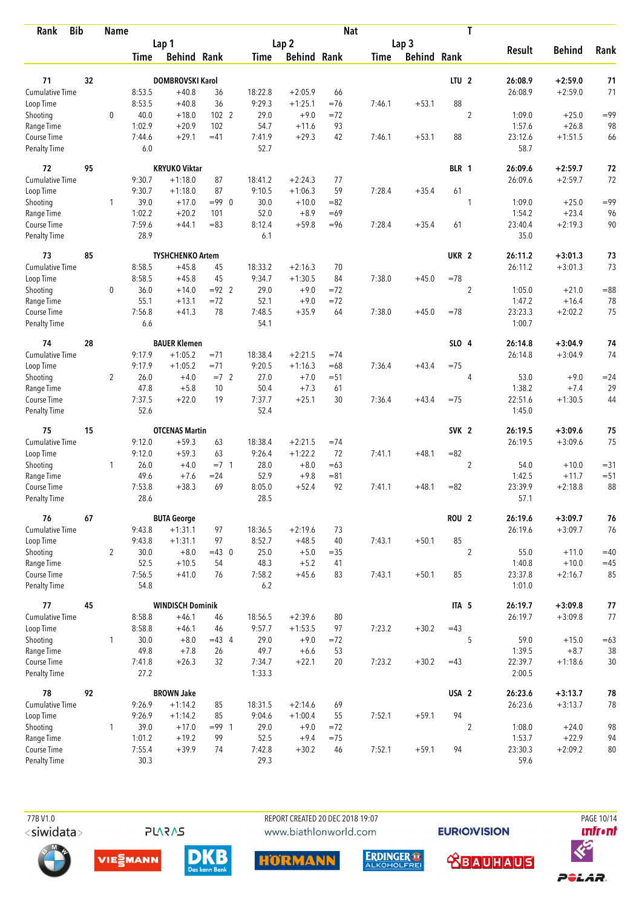| Rank | Bib | Name | | | | | | | | Nat | | | T | | | |
|---|---|---|---|---|---|---|---|---|---|---|---|---|---|---|---|---|
| | | | Lap 1 | | | Lap 2 | | | Lap 3 | | | | | Result | Behind | Rank |
| | | | Time | Behind | Rank | Time | Behind | Rank | Time | Behind | Rank | | | | | |
| 71 | 32 | DOMBROVSKI Karol | | | | | | | | | | LTU | 2 | 26:08.9 | +2:59.0 | 71 |
| Cumulative Time | | | 8:53.5 | +40.8 | 36 | 18:22.8 | +2:05.9 | 66 | | | | | | 26:08.9 | +2:59.0 | 71 |
| Loop Time | | | 8:53.5 | +40.8 | 36 | 9:29.3 | +1:25.1 | =76 | 7:46.1 | +53.1 | 88 | | | | | |
| Shooting | | 0 | 40.0 | +18.0 | 102 2 | 29.0 | +9.0 | =72 | | | | | 2 | 1:09.0 | +25.0 | =99 |
| Range Time | | | 1:02.9 | +20.9 | 102 | 54.7 | +11.6 | 93 | | | | | | 1:57.6 | +26.8 | 98 |
| Course Time | | | 7:44.6 | +29.1 | =41 | 7:41.9 | +29.3 | 42 | 7:46.1 | +53.1 | 88 | | | 23:12.6 | +1:51.5 | 66 |
| Penalty Time | | | 6.0 | | | 52.7 | | | | | | | | 58.7 | | |
| 72 | 95 | KRYUKO Viktar | | | | | | | | | | BLR | 1 | 26:09.6 | +2:59.7 | 72 |
| Cumulative Time | | | 9:30.7 | +1:18.0 | 87 | 18:41.2 | +2:24.3 | 77 | | | | | | 26:09.6 | +2:59.7 | 72 |
| Loop Time | | | 9:30.7 | +1:18.0 | 87 | 9:10.5 | +1:06.3 | 59 | 7:28.4 | +35.4 | 61 | | | | | |
| Shooting | | 1 | 39.0 | +17.0 | =99 0 | 30.0 | +10.0 | =82 | | | | | 1 | 1:09.0 | +25.0 | =99 |
| Range Time | | | 1:02.2 | +20.2 | 101 | 52.0 | +8.9 | =69 | | | | | | 1:54.2 | +23.4 | 96 |
| Course Time | | | 7:59.6 | +44.1 | =83 | 8:12.4 | +59.8 | =96 | 7:28.4 | +35.4 | 61 | | | 23:40.4 | +2:19.3 | 90 |
| Penalty Time | | | 28.9 | | | 6.1 | | | | | | | | 35.0 | | |
| 73 | 85 | TYSHCHENKO Artem | | | | | | | | | | UKR | 2 | 26:11.2 | +3:01.3 | 73 |
| Cumulative Time | | | 8:58.5 | +45.8 | 45 | 18:33.2 | +2:16.3 | 70 | | | | | | 26:11.2 | +3:01.3 | 73 |
| Loop Time | | | 8:58.5 | +45.8 | 45 | 9:34.7 | +1:30.5 | 84 | 7:38.0 | +45.0 | =78 | | | | | |
| Shooting | | 0 | 36.0 | +14.0 | =92 2 | 29.0 | +9.0 | =72 | | | | | 2 | 1:05.0 | +21.0 | =88 |
| Range Time | | | 55.1 | +13.1 | =72 | 52.1 | +9.0 | =72 | | | | | | 1:47.2 | +16.4 | 78 |
| Course Time | | | 7:56.8 | +41.3 | 78 | 7:48.5 | +35.9 | 64 | 7:38.0 | +45.0 | =78 | | | 23:23.3 | +2:02.2 | 75 |
| Penalty Time | | | 6.6 | | | 54.1 | | | | | | | | 1:00.7 | | |
| 74 | 28 | BAUER Klemen | | | | | | | | | | SLO | 4 | 26:14.8 | +3:04.9 | 74 |
| Cumulative Time | | | 9:17.9 | +1:05.2 | =71 | 18:38.4 | +2:21.5 | =74 | | | | | | 26:14.8 | +3:04.9 | 74 |
| Loop Time | | | 9:17.9 | +1:05.2 | =71 | 9:20.5 | +1:16.3 | =68 | 7:36.4 | +43.4 | =75 | | | | | |
| Shooting | | 2 | 26.0 | +4.0 | =7 2 | 27.0 | +7.0 | =51 | | | | | 4 | 53.0 | +9.0 | =24 |
| Range Time | | | 47.8 | +5.8 | 10 | 50.4 | +7.3 | 61 | | | | | | 1:38.2 | +7.4 | 29 |
| Course Time | | | 7:37.5 | +22.0 | 19 | 7:37.7 | +25.1 | 30 | 7:36.4 | +43.4 | =75 | | | 22:51.6 | +1:30.5 | 44 |
| Penalty Time | | | 52.6 | | | 52.4 | | | | | | | | 1:45.0 | | |
| 75 | 15 | OTCENAS Martin | | | | | | | | | | SVK | 2 | 26:19.5 | +3:09.6 | 75 |
| Cumulative Time | | | 9:12.0 | +59.3 | 63 | 18:38.4 | +2:21.5 | =74 | | | | | | 26:19.5 | +3:09.6 | 75 |
| Loop Time | | | 9:12.0 | +59.3 | 63 | 9:26.4 | +1:22.2 | 72 | 7:41.1 | +48.1 | =82 | | | | | |
| Shooting | | 1 | 26.0 | +4.0 | =7 1 | 28.0 | +8.0 | =63 | | | | | 2 | 54.0 | +10.0 | =31 |
| Range Time | | | 49.6 | +7.6 | =24 | 52.9 | +9.8 | =81 | | | | | | 1:42.5 | +11.7 | =51 |
| Course Time | | | 7:53.8 | +38.3 | 69 | 8:05.0 | +52.4 | 92 | 7:41.1 | +48.1 | =82 | | | 23:39.9 | +2:18.8 | 88 |
| Penalty Time | | | 28.6 | | | 28.5 | | | | | | | | 57.1 | | |
| 76 | 67 | BUTA George | | | | | | | | | | ROU | 2 | 26:19.6 | +3:09.7 | 76 |
| Cumulative Time | | | 9:43.8 | +1:31.1 | 97 | 18:36.5 | +2:19.6 | 73 | | | | | | 26:19.6 | +3:09.7 | 76 |
| Loop Time | | | 9:43.8 | +1:31.1 | 97 | 8:52.7 | +48.5 | 40 | 7:43.1 | +50.1 | 85 | | | | | |
| Shooting | | 2 | 30.0 | +8.0 | =43 0 | 25.0 | +5.0 | =35 | | | | | 2 | 55.0 | +11.0 | =40 |
| Range Time | | | 52.5 | +10.5 | 54 | 48.3 | +5.2 | 41 | | | | | | 1:40.8 | +10.0 | =45 |
| Course Time | | | 7:56.5 | +41.0 | 76 | 7:58.2 | +45.6 | 83 | 7:43.1 | +50.1 | 85 | | | 23:37.8 | +2:16.7 | 85 |
| Penalty Time | | | 54.8 | | | 6.2 | | | | | | | | 1:01.0 | | |
| 77 | 45 | WINDISCH Dominik | | | | | | | | | | ITA | 5 | 26:19.7 | +3:09.8 | 77 |
| Cumulative Time | | | 8:58.8 | +46.1 | 46 | 18:56.5 | +2:39.6 | 80 | | | | | | 26:19.7 | +3:09.8 | 77 |
| Loop Time | | | 8:58.8 | +46.1 | 46 | 9:57.7 | +1:53.5 | 97 | 7:23.2 | +30.2 | =43 | | | | | |
| Shooting | | 1 | 30.0 | +8.0 | =43 4 | 29.0 | +9.0 | =72 | | | | | 5 | 59.0 | +15.0 | =63 |
| Range Time | | | 49.8 | +7.8 | 26 | 49.7 | +6.6 | 53 | | | | | | 1:39.5 | +8.7 | 38 |
| Course Time | | | 7:41.8 | +26.3 | 32 | 7:34.7 | +22.1 | 20 | 7:23.2 | +30.2 | =43 | | | 22:39.7 | +1:18.6 | 30 |
| Penalty Time | | | 27.2 | | | 1:33.3 | | | | | | | | 2:00.5 | | |
| 78 | 92 | BROWN Jake | | | | | | | | | | USA | 2 | 26:23.6 | +3:13.7 | 78 |
| Cumulative Time | | | 9:26.9 | +1:14.2 | 85 | 18:31.5 | +2:14.6 | 69 | | | | | | 26:23.6 | +3:13.7 | 78 |
| Loop Time | | | 9:26.9 | +1:14.2 | 85 | 9:04.6 | +1:00.4 | 55 | 7:52.1 | +59.1 | 94 | | | | | |
| Shooting | | 1 | 39.0 | +17.0 | =99 1 | 29.0 | +9.0 | =72 | | | | | 2 | 1:08.0 | +24.0 | 98 |
| Range Time | | | 1:01.2 | +19.2 | 99 | 52.5 | +9.4 | =75 | | | | | | 1:53.7 | +22.9 | 94 |
| Course Time | | | 7:55.4 | +39.9 | 74 | 7:42.8 | +30.2 | 46 | 7:52.1 | +59.1 | 94 | | | 23:30.3 | +2:09.2 | 80 |
| Penalty Time | | | 30.3 | | | 29.3 | | | | | | | | 59.6 | | |

77B V1.0 REPORT CREATED 20 DEC 2018 19:07 www.biathlonworld.com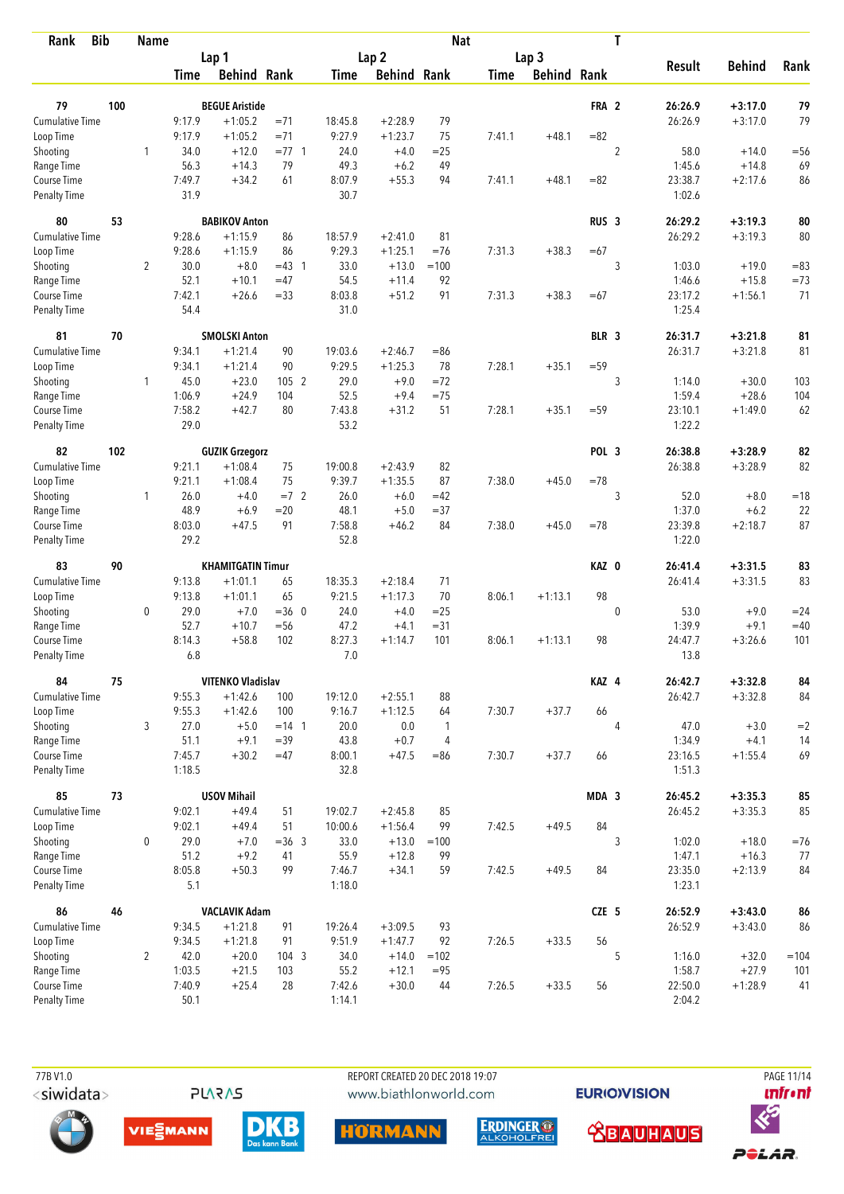| Rank | Bib | Name | | Lap 1 Time | Lap 1 Behind | Lap 1 Rank | | Lap 2 Time | Lap 2 Behind | Lap 2 Rank | Lap 3 Time | Lap 3 Behind | Lap 3 Rank | Nat | T | Result | Behind | Rank |
|---|---|---|---|---|---|---|---|---|---|---|---|---|---|---|---|---|---|---|
| 79 | 100 | BEGUE Aristide | | | | | | | | | | | | FRA | 2 | 26:26.9 | +3:17.0 | 79 |
| | | Cumulative Time | | 9:17.9 | +1:05.2 | =71 | | 18:45.8 | +2:28.9 | 79 | | | | | | 26:26.9 | +3:17.0 | 79 |
| | | Loop Time | | 9:17.9 | +1:05.2 | =71 | | 9:27.9 | +1:23.7 | 75 | 7:41.1 | +48.1 | =82 | | | | | |
| | | Shooting | 1 | 34.0 | +12.0 | =77 | 1 | 24.0 | +4.0 | =25 | | | | | 2 | 58.0 | +14.0 | =56 |
| | | Range Time | | 56.3 | +14.3 | 79 | | 49.3 | +6.2 | 49 | | | | | | 1:45.6 | +14.8 | 69 |
| | | Course Time | | 7:49.7 | +34.2 | 61 | | 8:07.9 | +55.3 | 94 | 7:41.1 | +48.1 | =82 | | | 23:38.7 | +2:17.6 | 86 |
| | | Penalty Time | | 31.9 | | | | 30.7 | | | | | | | | 1:02.6 | | |
| 80 | 53 | BABIKOV Anton | | | | | | | | | | | | RUS | 3 | 26:29.2 | +3:19.3 | 80 |
| | | Cumulative Time | | 9:28.6 | +1:15.9 | 86 | | 18:57.9 | +2:41.0 | 81 | | | | | | 26:29.2 | +3:19.3 | 80 |
| | | Loop Time | | 9:28.6 | +1:15.9 | 86 | | 9:29.3 | +1:25.1 | =76 | 7:31.3 | +38.3 | =67 | | | | | |
| | | Shooting | 2 | 30.0 | +8.0 | =43 | 1 | 33.0 | +13.0 | =100 | | | | | 3 | 1:03.0 | +19.0 | =83 |
| | | Range Time | | 52.1 | +10.1 | =47 | | 54.5 | +11.4 | 92 | | | | | | 1:46.6 | +15.8 | =73 |
| | | Course Time | | 7:42.1 | +26.6 | =33 | | 8:03.8 | +51.2 | 91 | 7:31.3 | +38.3 | =67 | | | 23:17.2 | +1:56.1 | 71 |
| | | Penalty Time | | 54.4 | | | | 31.0 | | | | | | | | 1:25.4 | | |
| 81 | 70 | SMOLSKI Anton | | | | | | | | | | | | BLR | 3 | 26:31.7 | +3:21.8 | 81 |
| | | Cumulative Time | | 9:34.1 | +1:21.4 | 90 | | 19:03.6 | +2:46.7 | =86 | | | | | | 26:31.7 | +3:21.8 | 81 |
| | | Loop Time | | 9:34.1 | +1:21.4 | 90 | | 9:29.5 | +1:25.3 | 78 | 7:28.1 | +35.1 | =59 | | | | | |
| | | Shooting | 1 | 45.0 | +23.0 | 105 | 2 | 29.0 | +9.0 | =72 | | | | | 3 | 1:14.0 | +30.0 | 103 |
| | | Range Time | | 1:06.9 | +24.9 | 104 | | 52.5 | +9.4 | =75 | | | | | | 1:59.4 | +28.6 | 104 |
| | | Course Time | | 7:58.2 | +42.7 | 80 | | 7:43.8 | +31.2 | 51 | 7:28.1 | +35.1 | =59 | | | 23:10.1 | +1:49.0 | 62 |
| | | Penalty Time | | 29.0 | | | | 53.2 | | | | | | | | 1:22.2 | | |
| 82 | 102 | GUZIK Grzegorz | | | | | | | | | | | | POL | 3 | 26:38.8 | +3:28.9 | 82 |
| | | Cumulative Time | | 9:21.1 | +1:08.4 | 75 | | 19:00.8 | +2:43.9 | 82 | | | | | | 26:38.8 | +3:28.9 | 82 |
| | | Loop Time | | 9:21.1 | +1:08.4 | 75 | | 9:39.7 | +1:35.5 | 87 | 7:38.0 | +45.0 | =78 | | | | | |
| | | Shooting | 1 | 26.0 | +4.0 | =7 | 2 | 26.0 | +6.0 | =42 | | | | | 3 | 52.0 | +8.0 | =18 |
| | | Range Time | | 48.9 | +6.9 | =20 | | 48.1 | +5.0 | =37 | | | | | | 1:37.0 | +6.2 | 22 |
| | | Course Time | | 8:03.0 | +47.5 | 91 | | 7:58.8 | +46.2 | 84 | 7:38.0 | +45.0 | =78 | | | 23:39.8 | +2:18.7 | 87 |
| | | Penalty Time | | 29.2 | | | | 52.8 | | | | | | | | 1:22.0 | | |
| 83 | 90 | KHAMITGATIN Timur | | | | | | | | | | | | KAZ | 0 | 26:41.4 | +3:31.5 | 83 |
| | | Cumulative Time | | 9:13.8 | +1:01.1 | 65 | | 18:35.3 | +2:18.4 | 71 | | | | | | 26:41.4 | +3:31.5 | 83 |
| | | Loop Time | | 9:13.8 | +1:01.1 | 65 | | 9:21.5 | +1:17.3 | 70 | 8:06.1 | +1:13.1 | 98 | | | | | |
| | | Shooting | 0 | 29.0 | +7.0 | =36 | 0 | 24.0 | +4.0 | =25 | | | | | 0 | 53.0 | +9.0 | =24 |
| | | Range Time | | 52.7 | +10.7 | =56 | | 47.2 | +4.1 | =31 | | | | | | 1:39.9 | +9.1 | =40 |
| | | Course Time | | 8:14.3 | +58.8 | 102 | | 8:27.3 | +1:14.7 | 101 | 8:06.1 | +1:13.1 | 98 | | | 24:47.7 | +3:26.6 | 101 |
| | | Penalty Time | | 6.8 | | | | 7.0 | | | | | | | | 13.8 | | |
| 84 | 75 | VITENKO Vladislav | | | | | | | | | | | | KAZ | 4 | 26:42.7 | +3:32.8 | 84 |
| | | Cumulative Time | | 9:55.3 | +1:42.6 | 100 | | 19:12.0 | +2:55.1 | 88 | | | | | | 26:42.7 | +3:32.8 | 84 |
| | | Loop Time | | 9:55.3 | +1:42.6 | 100 | | 9:16.7 | +1:12.5 | 64 | 7:30.7 | +37.7 | 66 | | | | | |
| | | Shooting | 3 | 27.0 | +5.0 | =14 | 1 | 20.0 | 0.0 | 1 | | | | | 4 | 47.0 | +3.0 | =2 |
| | | Range Time | | 51.1 | +9.1 | =39 | | 43.8 | +0.7 | 4 | | | | | | 1:34.9 | +4.1 | 14 |
| | | Course Time | | 7:45.7 | +30.2 | =47 | | 8:00.1 | +47.5 | =86 | 7:30.7 | +37.7 | 66 | | | 23:16.5 | +1:55.4 | 69 |
| | | Penalty Time | | 1:18.5 | | | | 32.8 | | | | | | | | 1:51.3 | | |
| 85 | 73 | USOV Mihail | | | | | | | | | | | | MDA | 3 | 26:45.2 | +3:35.3 | 85 |
| | | Cumulative Time | | 9:02.1 | +49.4 | 51 | | 19:02.7 | +2:45.8 | 85 | | | | | | 26:45.2 | +3:35.3 | 85 |
| | | Loop Time | | 9:02.1 | +49.4 | 51 | | 10:00.6 | +1:56.4 | 99 | 7:42.5 | +49.5 | 84 | | | | | |
| | | Shooting | 0 | 29.0 | +7.0 | =36 | 3 | 33.0 | +13.0 | =100 | | | | | 3 | 1:02.0 | +18.0 | =76 |
| | | Range Time | | 51.2 | +9.2 | 41 | | 55.9 | +12.8 | 99 | | | | | | 1:47.1 | +16.3 | 77 |
| | | Course Time | | 8:05.8 | +50.3 | 99 | | 7:46.7 | +34.1 | 59 | 7:42.5 | +49.5 | 84 | | | 23:35.0 | +2:13.9 | 84 |
| | | Penalty Time | | 5.1 | | | | 1:18.0 | | | | | | | | 1:23.1 | | |
| 86 | 46 | VACLAVIK Adam | | | | | | | | | | | | CZE | 5 | 26:52.9 | +3:43.0 | 86 |
| | | Cumulative Time | | 9:34.5 | +1:21.8 | 91 | | 19:26.4 | +3:09.5 | 93 | | | | | | 26:52.9 | +3:43.0 | 86 |
| | | Loop Time | | 9:34.5 | +1:21.8 | 91 | | 9:51.9 | +1:47.7 | 92 | 7:26.5 | +33.5 | 56 | | | | | |
| | | Shooting | 2 | 42.0 | +20.0 | 104 | 3 | 34.0 | +14.0 | =102 | | | | | 5 | 1:16.0 | +32.0 | =104 |
| | | Range Time | | 1:03.5 | +21.5 | 103 | | 55.2 | +12.1 | =95 | | | | | | 1:58.7 | +27.9 | 101 |
| | | Course Time | | 7:40.9 | +25.4 | 28 | | 7:42.6 | +30.0 | 44 | 7:26.5 | +33.5 | 56 | | | 22:50.0 | +1:28.9 | 41 |
| | | Penalty Time | | 50.1 | | | | 1:14.1 | | | | | | | | 2:04.2 | | |

77B V1.0 REPORT CREATED 20 DEC 2018 19:07 www.biathlonworld.com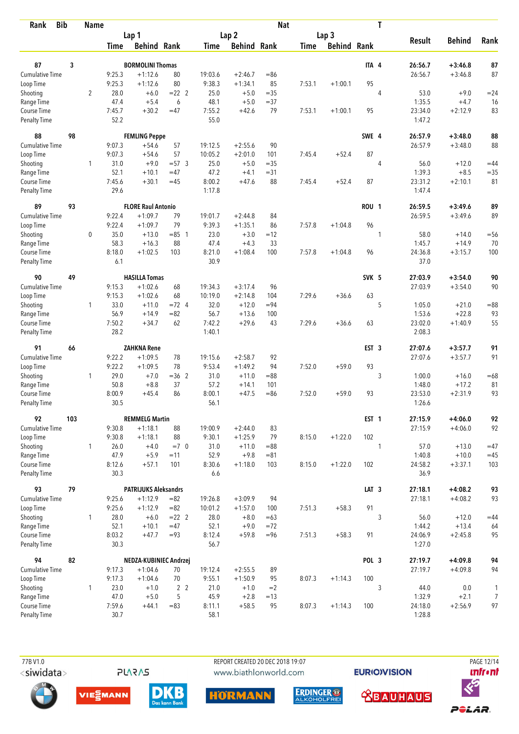| Rank | Bib | Name | | Lap 1 Time | Behind | Rank | Lap 2 Time | Behind | Rank | Nat Lap 3 Time | Behind | Rank | T | Result | Behind | Rank |
|---|---|---|---|---|---|---|---|---|---|---|---|---|---|---|---|---|
| 87 | 3 | BORMOLINI Thomas | | | | | | | | | | | ITA 4 | 26:56.7 | +3:46.8 | 87 |
| | | Cumulative Time | | 9:25.3 | +1:12.6 | 80 | 19:03.6 | +2:46.7 | =86 | | | | | 26:56.7 | +3:46.8 | 87 |
| | | Loop Time | | 9:25.3 | +1:12.6 | 80 | 9:38.3 | +1:34.1 | 85 | 7:53.1 | +1:00.1 | 95 | | | | |
| | | Shooting | 2 | 28.0 | +6.0 | =22 2 | 25.0 | +5.0 | =35 | | | | 4 | 53.0 | +9.0 | =24 |
| | | Range Time | | 47.4 | +5.4 | 6 | 48.1 | +5.0 | =37 | | | | | 1:35.5 | +4.7 | 16 |
| | | Course Time | | 7:45.7 | +30.2 | =47 | 7:55.2 | +42.6 | 79 | 7:53.1 | +1:00.1 | 95 | | 23:34.0 | +2:12.9 | 83 |
| | | Penalty Time | | 52.2 | | | 55.0 | | | | | | | 1:47.2 | | |
| 88 | 98 | FEMLING Peppe | | | | | | | | | | | SWE 4 | 26:57.9 | +3:48.0 | 88 |
| | | Cumulative Time | | 9:07.3 | +54.6 | 57 | 19:12.5 | +2:55.6 | 90 | | | | | 26:57.9 | +3:48.0 | 88 |
| | | Loop Time | | 9:07.3 | +54.6 | 57 | 10:05.2 | +2:01.0 | 101 | 7:45.4 | +52.4 | 87 | | | | |
| | | Shooting | 1 | 31.0 | +9.0 | =57 3 | 25.0 | +5.0 | =35 | | | | 4 | 56.0 | +12.0 | =44 |
| | | Range Time | | 52.1 | +10.1 | =47 | 47.2 | +4.1 | =31 | | | | | 1:39.3 | +8.5 | =35 |
| | | Course Time | | 7:45.6 | +30.1 | =45 | 8:00.2 | +47.6 | 88 | 7:45.4 | +52.4 | 87 | | 23:31.2 | +2:10.1 | 81 |
| | | Penalty Time | | 29.6 | | | 1:17.8 | | | | | | | 1:47.4 | | |
| 89 | 93 | FLORE Raul Antonio | | | | | | | | | | | ROU 1 | 26:59.5 | +3:49.6 | 89 |
| | | Cumulative Time | | 9:22.4 | +1:09.7 | 79 | 19:01.7 | +2:44.8 | 84 | | | | | 26:59.5 | +3:49.6 | 89 |
| | | Loop Time | | 9:22.4 | +1:09.7 | 79 | 9:39.3 | +1:35.1 | 86 | 7:57.8 | +1:04.8 | 96 | | | | |
| | | Shooting | 0 | 35.0 | +13.0 | =85 1 | 23.0 | +3.0 | =12 | | | | 1 | 58.0 | +14.0 | =56 |
| | | Range Time | | 58.3 | +16.3 | 88 | 47.4 | +4.3 | 33 | | | | | 1:45.7 | +14.9 | 70 |
| | | Course Time | | 8:18.0 | +1:02.5 | 103 | 8:21.0 | +1:08.4 | 100 | 7:57.8 | +1:04.8 | 96 | | 24:36.8 | +3:15.7 | 100 |
| | | Penalty Time | | 6.1 | | | 30.9 | | | | | | | 37.0 | | |
| 90 | 49 | HASILLA Tomas | | | | | | | | | | | SVK 5 | 27:03.9 | +3:54.0 | 90 |
| | | Cumulative Time | | 9:15.3 | +1:02.6 | 68 | 19:34.3 | +3:17.4 | 96 | | | | | 27:03.9 | +3:54.0 | 90 |
| | | Loop Time | | 9:15.3 | +1:02.6 | 68 | 10:19.0 | +2:14.8 | 104 | 7:29.6 | +36.6 | 63 | | | | |
| | | Shooting | 1 | 33.0 | +11.0 | =72 4 | 32.0 | +12.0 | =94 | | | | 5 | 1:05.0 | +21.0 | =88 |
| | | Range Time | | 56.9 | +14.9 | =82 | 56.7 | +13.6 | 100 | | | | | 1:53.6 | +22.8 | 93 |
| | | Course Time | | 7:50.2 | +34.7 | 62 | 7:42.2 | +29.6 | 43 | 7:29.6 | +36.6 | 63 | | 23:02.0 | +1:40.9 | 55 |
| | | Penalty Time | | 28.2 | | | 1:40.1 | | | | | | | 2:08.3 | | |
| 91 | 66 | ZAHKNA Rene | | | | | | | | | | | EST 3 | 27:07.6 | +3:57.7 | 91 |
| | | Cumulative Time | | 9:22.2 | +1:09.5 | 78 | 19:15.6 | +2:58.7 | 92 | | | | | 27:07.6 | +3:57.7 | 91 |
| | | Loop Time | | 9:22.2 | +1:09.5 | 78 | 9:53.4 | +1:49.2 | 94 | 7:52.0 | +59.0 | 93 | | | | |
| | | Shooting | 1 | 29.0 | +7.0 | =36 2 | 31.0 | +11.0 | =88 | | | | 3 | 1:00.0 | +16.0 | =68 |
| | | Range Time | | 50.8 | +8.8 | 37 | 57.2 | +14.1 | 101 | | | | | 1:48.0 | +17.2 | 81 |
| | | Course Time | | 8:00.9 | +45.4 | 86 | 8:00.1 | +47.5 | =86 | 7:52.0 | +59.0 | 93 | | 23:53.0 | +2:31.9 | 93 |
| | | Penalty Time | | 30.5 | | | 56.1 | | | | | | | 1:26.6 | | |
| 92 | 103 | REMMELG Martin | | | | | | | | | | | EST 1 | 27:15.9 | +4:06.0 | 92 |
| | | Cumulative Time | | 9:30.8 | +1:18.1 | 88 | 19:00.9 | +2:44.0 | 83 | | | | | 27:15.9 | +4:06.0 | 92 |
| | | Loop Time | | 9:30.8 | +1:18.1 | 88 | 9:30.1 | +1:25.9 | 79 | 8:15.0 | +1:22.0 | 102 | | | | |
| | | Shooting | 1 | 26.0 | +4.0 | =7 0 | 31.0 | +11.0 | =88 | | | | 1 | 57.0 | +13.0 | =47 |
| | | Range Time | | 47.9 | +5.9 | =11 | 52.9 | +9.8 | =81 | | | | | 1:40.8 | +10.0 | =45 |
| | | Course Time | | 8:12.6 | +57.1 | 101 | 8:30.6 | +1:18.0 | 103 | 8:15.0 | +1:22.0 | 102 | | 24:58.2 | +3:37.1 | 103 |
| | | Penalty Time | | 30.3 | | | 6.6 | | | | | | | 36.9 | | |
| 93 | 79 | PATRIJUKS Aleksandrs | | | | | | | | | | | LAT 3 | 27:18.1 | +4:08.2 | 93 |
| | | Cumulative Time | | 9:25.6 | +1:12.9 | =82 | 19:26.8 | +3:09.9 | 94 | | | | | 27:18.1 | +4:08.2 | 93 |
| | | Loop Time | | 9:25.6 | +1:12.9 | =82 | 10:01.2 | +1:57.0 | 100 | 7:51.3 | +58.3 | 91 | | | | |
| | | Shooting | 1 | 28.0 | +6.0 | =22 2 | 28.0 | +8.0 | =63 | | | | 3 | 56.0 | +12.0 | =44 |
| | | Range Time | | 52.1 | +10.1 | =47 | 52.1 | +9.0 | =72 | | | | | 1:44.2 | +13.4 | 64 |
| | | Course Time | | 8:03.2 | +47.7 | =93 | 8:12.4 | +59.8 | =96 | 7:51.3 | +58.3 | 91 | | 24:06.9 | +2:45.8 | 95 |
| | | Penalty Time | | 30.3 | | | 56.7 | | | | | | | 1:27.0 | | |
| 94 | 82 | NEDZA-KUBINIEC Andrzej | | | | | | | | | | | POL 3 | 27:19.7 | +4:09.8 | 94 |
| | | Cumulative Time | | 9:17.3 | +1:04.6 | 70 | 19:12.4 | +2:55.5 | 89 | | | | | 27:19.7 | +4:09.8 | 94 |
| | | Loop Time | | 9:17.3 | +1:04.6 | 70 | 9:55.1 | +1:50.9 | 95 | 8:07.3 | +1:14.3 | 100 | | | | |
| | | Shooting | 1 | 23.0 | +1.0 | 2 2 | 21.0 | +1.0 | =2 | | | | 3 | 44.0 | 0.0 | 1 |
| | | Range Time | | 47.0 | +5.0 | 5 | 45.9 | +2.8 | =13 | | | | | 1:32.9 | +2.1 | 7 |
| | | Course Time | | 7:59.6 | +44.1 | =83 | 8:11.1 | +58.5 | 95 | 8:07.3 | +1:14.3 | 100 | | 24:18.0 | +2:56.9 | 97 |
| | | Penalty Time | | 30.7 | | | 58.1 | | | | | | | 1:28.8 | | |

77B V1.0 REPORT CREATED 20 DEC 2018 19:07 www.biathlonworld.com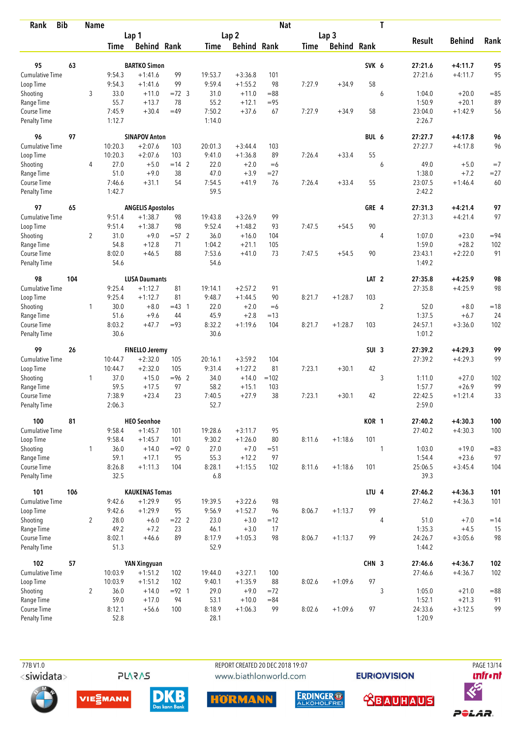| Rank | Bib | Name | | Lap 1 Time | Behind | Rank | Lap 2 Time | Behind | Rank | Lap 3 Time | Behind | Rank | Nat | T | Result | Behind | Rank |
|---|---|---|---|---|---|---|---|---|---|---|---|---|---|---|---|---|---|
| 95 | 63 | BARTKO Simon | | | | | | | | | | | SVK | 6 | 27:21.6 | +4:11.7 | 95 |
| | | Cumulative Time | | 9:54.3 | +1:41.6 | 99 | 19:53.7 | +3:36.8 | 101 | | | | | | 27:21.6 | +4:11.7 | 95 |
| | | Loop Time | | 9:54.3 | +1:41.6 | 99 | 9:59.4 | +1:55.2 | 98 | 7:27.9 | +34.9 | 58 | | | | | |
| | | Shooting | 3 | 33.0 | +11.0 | =72 3 | 31.0 | +11.0 | =88 | | | | | 6 | 1:04.0 | +20.0 | =85 |
| | | Range Time | | 55.7 | +13.7 | 78 | 55.2 | +12.1 | =95 | | | | | | 1:50.9 | +20.1 | 89 |
| | | Course Time | | 7:45.9 | +30.4 | =49 | 7:50.2 | +37.6 | 67 | 7:27.9 | +34.9 | 58 | | | 23:04.0 | +1:42.9 | 56 |
| | | Penalty Time | | 1:12.7 | | | 1:14.0 | | | | | | | | 2:26.7 | | |
| 96 | 97 | SINAPOV Anton | | | | | | | | | | | BUL | 6 | 27:27.7 | +4:17.8 | 96 |
| | | Cumulative Time | | 10:20.3 | +2:07.6 | 103 | 20:01.3 | +3:44.4 | 103 | | | | | | 27:27.7 | +4:17.8 | 96 |
| | | Loop Time | | 10:20.3 | +2:07.6 | 103 | 9:41.0 | +1:36.8 | 89 | 7:26.4 | +33.4 | 55 | | | | | |
| | | Shooting | 4 | 27.0 | +5.0 | =14 2 | 22.0 | +2.0 | =6 | | | | | 6 | 49.0 | +5.0 | =7 |
| | | Range Time | | 51.0 | +9.0 | 38 | 47.0 | +3.9 | =27 | | | | | | 1:38.0 | +7.2 | =27 |
| | | Course Time | | 7:46.6 | +31.1 | 54 | 7:54.5 | +41.9 | 76 | 7:26.4 | +33.4 | 55 | | | 23:07.5 | +1:46.4 | 60 |
| | | Penalty Time | | 1:42.7 | | | 59.5 | | | | | | | | 2:42.2 | | |
| 97 | 65 | ANGELIS Apostolos | | | | | | | | | | | GRE | 4 | 27:31.3 | +4:21.4 | 97 |
| | | Cumulative Time | | 9:51.4 | +1:38.7 | 98 | 19:43.8 | +3:26.9 | 99 | | | | | | 27:31.3 | +4:21.4 | 97 |
| | | Loop Time | | 9:51.4 | +1:38.7 | 98 | 9:52.4 | +1:48.2 | 93 | 7:47.5 | +54.5 | 90 | | | | | |
| | | Shooting | 2 | 31.0 | +9.0 | =57 2 | 36.0 | +16.0 | 104 | | | | | 4 | 1:07.0 | +23.0 | =94 |
| | | Range Time | | 54.8 | +12.8 | 71 | 1:04.2 | +21.1 | 105 | | | | | | 1:59.0 | +28.2 | 102 |
| | | Course Time | | 8:02.0 | +46.5 | 88 | 7:53.6 | +41.0 | 73 | 7:47.5 | +54.5 | 90 | | | 23:43.1 | +2:22.0 | 91 |
| | | Penalty Time | | 54.6 | | | 54.6 | | | | | | | | 1:49.2 | | |
| 98 | 104 | LUSA Daumants | | | | | | | | | | | LAT | 2 | 27:35.8 | +4:25.9 | 98 |
| | | Cumulative Time | | 9:25.4 | +1:12.7 | 81 | 19:14.1 | +2:57.2 | 91 | | | | | | 27:35.8 | +4:25.9 | 98 |
| | | Loop Time | | 9:25.4 | +1:12.7 | 81 | 9:48.7 | +1:44.5 | 90 | 8:21.7 | +1:28.7 | 103 | | | | | |
| | | Shooting | 1 | 30.0 | +8.0 | =43 1 | 22.0 | +2.0 | =6 | | | | | 2 | 52.0 | +8.0 | =18 |
| | | Range Time | | 51.6 | +9.6 | 44 | 45.9 | +2.8 | =13 | | | | | | 1:37.5 | +6.7 | 24 |
| | | Course Time | | 8:03.2 | +47.7 | =93 | 8:32.2 | +1:19.6 | 104 | 8:21.7 | +1:28.7 | 103 | | | 24:57.1 | +3:36.0 | 102 |
| | | Penalty Time | | 30.6 | | | 30.6 | | | | | | | | 1:01.2 | | |
| 99 | 26 | FINELLO Jeremy | | | | | | | | | | | SUI | 3 | 27:39.2 | +4:29.3 | 99 |
| | | Cumulative Time | | 10:44.7 | +2:32.0 | 105 | 20:16.1 | +3:59.2 | 104 | | | | | | 27:39.2 | +4:29.3 | 99 |
| | | Loop Time | | 10:44.7 | +2:32.0 | 105 | 9:31.4 | +1:27.2 | 81 | 7:23.1 | +30.1 | 42 | | | | | |
| | | Shooting | 1 | 37.0 | +15.0 | =96 2 | 34.0 | +14.0 | =102 | | | | | 3 | 1:11.0 | +27.0 | 102 |
| | | Range Time | | 59.5 | +17.5 | 97 | 58.2 | +15.1 | 103 | | | | | | 1:57.7 | +26.9 | 99 |
| | | Course Time | | 7:38.9 | +23.4 | 23 | 7:40.5 | +27.9 | 38 | 7:23.1 | +30.1 | 42 | | | 22:42.5 | +1:21.4 | 33 |
| | | Penalty Time | | 2:06.3 | | | 52.7 | | | | | | | | 2:59.0 | | |
| 100 | 81 | HEO Seonhoe | | | | | | | | | | | KOR | 1 | 27:40.2 | +4:30.3 | 100 |
| | | Cumulative Time | | 9:58.4 | +1:45.7 | 101 | 19:28.6 | +3:11.7 | 95 | | | | | | 27:40.2 | +4:30.3 | 100 |
| | | Loop Time | | 9:58.4 | +1:45.7 | 101 | 9:30.2 | +1:26.0 | 80 | 8:11.6 | +1:18.6 | 101 | | | | | |
| | | Shooting | 1 | 36.0 | +14.0 | =92 0 | 27.0 | +7.0 | =51 | | | | | 1 | 1:03.0 | +19.0 | =83 |
| | | Range Time | | 59.1 | +17.1 | 95 | 55.3 | +12.2 | 97 | | | | | | 1:54.4 | +23.6 | 97 |
| | | Course Time | | 8:26.8 | +1:11.3 | 104 | 8:28.1 | +1:15.5 | 102 | 8:11.6 | +1:18.6 | 101 | | | 25:06.5 | +3:45.4 | 104 |
| | | Penalty Time | | 32.5 | | | 6.8 | | | | | | | | 39.3 | | |
| 101 | 106 | KAUKENAS Tomas | | | | | | | | | | | LTU | 4 | 27:46.2 | +4:36.3 | 101 |
| | | Cumulative Time | | 9:42.6 | +1:29.9 | 95 | 19:39.5 | +3:22.6 | 98 | | | | | | 27:46.2 | +4:36.3 | 101 |
| | | Loop Time | | 9:42.6 | +1:29.9 | 95 | 9:56.9 | +1:52.7 | 96 | 8:06.7 | +1:13.7 | 99 | | | | | |
| | | Shooting | 2 | 28.0 | +6.0 | =22 2 | 23.0 | +3.0 | =12 | | | | | 4 | 51.0 | +7.0 | =14 |
| | | Range Time | | 49.2 | +7.2 | 23 | 46.1 | +3.0 | 17 | | | | | | 1:35.3 | +4.5 | 15 |
| | | Course Time | | 8:02.1 | +46.6 | 89 | 8:17.9 | +1:05.3 | 98 | 8:06.7 | +1:13.7 | 99 | | | 24:26.7 | +3:05.6 | 98 |
| | | Penalty Time | | 51.3 | | | 52.9 | | | | | | | | 1:44.2 | | |
| 102 | 57 | YAN Xingyuan | | | | | | | | | | | CHN | 3 | 27:46.6 | +4:36.7 | 102 |
| | | Cumulative Time | | 10:03.9 | +1:51.2 | 102 | 19:44.0 | +3:27.1 | 100 | | | | | | 27:46.6 | +4:36.7 | 102 |
| | | Loop Time | | 10:03.9 | +1:51.2 | 102 | 9:40.1 | +1:35.9 | 88 | 8:02.6 | +1:09.6 | 97 | | | | | |
| | | Shooting | 2 | 36.0 | +14.0 | =92 1 | 29.0 | +9.0 | =72 | | | | | 3 | 1:05.0 | +21.0 | =88 |
| | | Range Time | | 59.0 | +17.0 | 94 | 53.1 | +10.0 | =84 | | | | | | 1:52.1 | +21.3 | 91 |
| | | Course Time | | 8:12.1 | +56.6 | 100 | 8:18.9 | +1:06.3 | 99 | 8:02.6 | +1:09.6 | 97 | | | 24:33.6 | +3:12.5 | 99 |
| | | Penalty Time | | 52.8 | | | 28.1 | | | | | | | | 1:20.9 | | |

77B V1.0 REPORT CREATED 20 DEC 2018 19:07 www.biathlonworld.com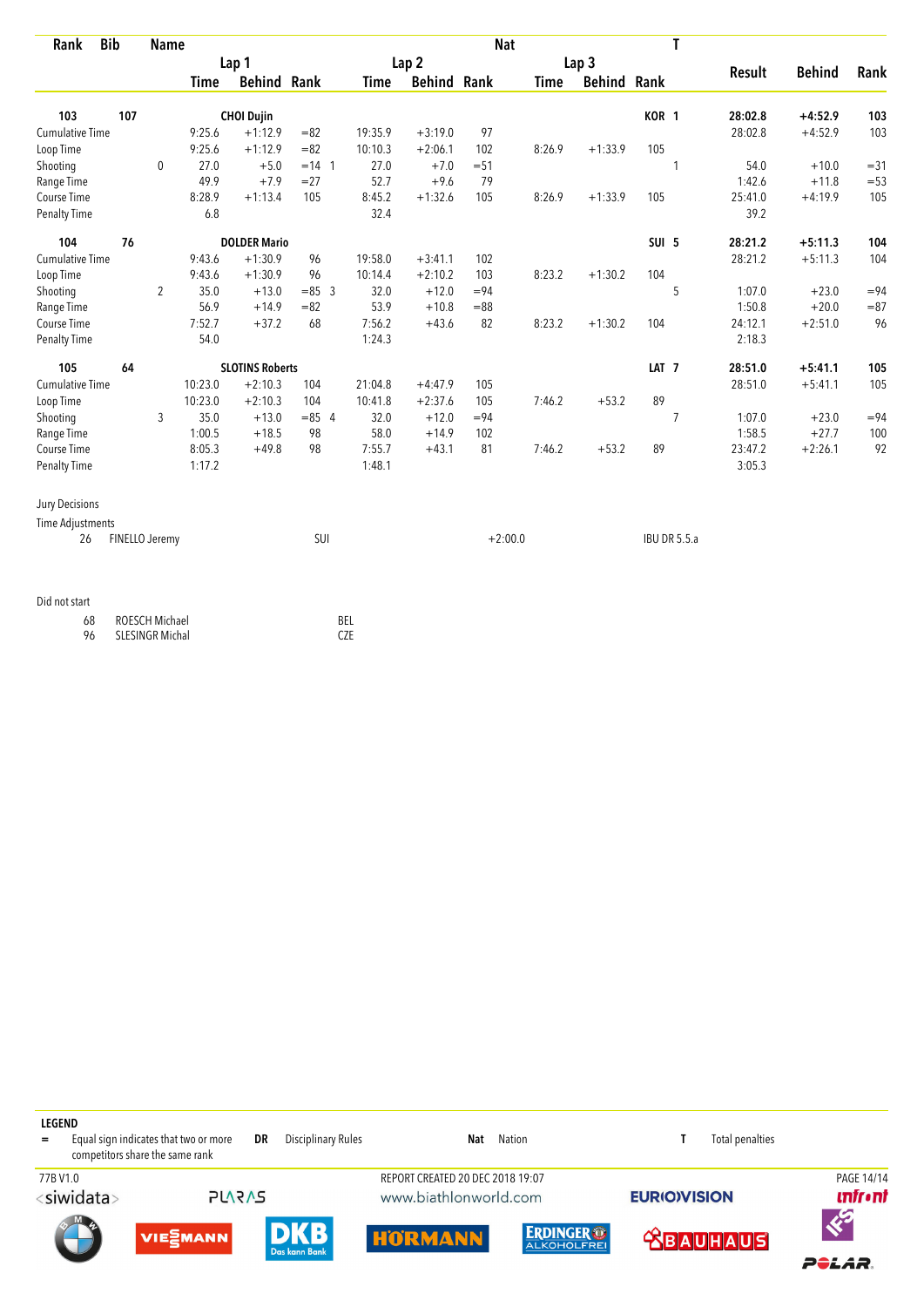| Rank | Bib | Name | Lap 1 Time | Lap 1 Behind | Lap 1 Rank | Lap 2 Time | Lap 2 Behind | Lap 2 Rank | Lap 3 Time | Lap 3 Behind | Lap 3 Rank | Nat / T | Result | Behind | Rank |
|---|---|---|---|---|---|---|---|---|---|---|---|---|---|---|---|
| **103** | **107** | **CHOI Dujin** | | | | | | | | | | **KOR 1** | **28:02.8** | **+4:52.9** | **103** |
| Cumulative Time | | | 9:25.6 | +1:12.9 | =82 | 19:35.9 | +3:19.0 | 97 | | | | | 28:02.8 | +4:52.9 | 103 |
| Loop Time | | | 9:25.6 | +1:12.9 | =82 | 10:10.3 | +2:06.1 | 102 | 8:26.9 | +1:33.9 | 105 | | | | |
| Shooting | | 0 | 27.0 | +5.0 | =14 1 | 27.0 | +7.0 | =51 | | | | 1 | 54.0 | +10.0 | =31 |
| Range Time | | | 49.9 | +7.9 | =27 | 52.7 | +9.6 | 79 | | | | | 1:42.6 | +11.8 | =53 |
| Course Time | | | 8:28.9 | +1:13.4 | 105 | 8:45.2 | +1:32.6 | 105 | 8:26.9 | +1:33.9 | 105 | | 25:41.0 | +4:19.9 | 105 |
| Penalty Time | | | 6.8 | | | 32.4 | | | | | | | 39.2 | | |
| **104** | **76** | **DOLDER Mario** | | | | | | | | | | **SUI 5** | **28:21.2** | **+5:11.3** | **104** |
| Cumulative Time | | | 9:43.6 | +1:30.9 | 96 | 19:58.0 | +3:41.1 | 102 | | | | | 28:21.2 | +5:11.3 | 104 |
| Loop Time | | | 9:43.6 | +1:30.9 | 96 | 10:14.4 | +2:10.2 | 103 | 8:23.2 | +1:30.2 | 104 | | | | |
| Shooting | | 2 | 35.0 | +13.0 | =85 3 | 32.0 | +12.0 | =94 | | | | 5 | 1:07.0 | +23.0 | =94 |
| Range Time | | | 56.9 | +14.9 | =82 | 53.9 | +10.8 | =88 | | | | | 1:50.8 | +20.0 | =87 |
| Course Time | | | 7:52.7 | +37.2 | 68 | 7:56.2 | +43.6 | 82 | 8:23.2 | +1:30.2 | 104 | | 24:12.1 | +2:51.0 | 96 |
| Penalty Time | | | 54.0 | | | 1:24.3 | | | | | | | 2:18.3 | | |
| **105** | **64** | **SLOTINS Roberts** | | | | | | | | | | **LAT 7** | **28:51.0** | **+5:41.1** | **105** |
| Cumulative Time | | | 10:23.0 | +2:10.3 | 104 | 21:04.8 | +4:47.9 | 105 | | | | | 28:51.0 | +5:41.1 | 105 |
| Loop Time | | | 10:23.0 | +2:10.3 | 104 | 10:41.8 | +2:37.6 | 105 | 7:46.2 | +53.2 | 89 | | | | |
| Shooting | | 3 | 35.0 | +13.0 | =85 4 | 32.0 | +12.0 | =94 | | | | 7 | 1:07.0 | +23.0 | =94 |
| Range Time | | | 1:00.5 | +18.5 | 98 | 58.0 | +14.9 | 102 | | | | | 1:58.5 | +27.7 | 100 |
| Course Time | | | 8:05.3 | +49.8 | 98 | 7:55.7 | +43.1 | 81 | 7:46.2 | +53.2 | 89 | | 23:47.2 | +2:26.1 | 92 |
| Penalty Time | | | 1:17.2 | | | 1:48.1 | | | | | | | 3:05.3 | | |

Jury Decisions

Time Adjustments

| | | | | |
|---|---|---|---|---|
| 26 | FINELLO Jeremy | SUI | +2:00.0 | IBU DR 5.5.a |

Did not start

| | | |
|---|---|---|
| 68 | ROESCH Michael | BEL |
| 96 | SLESINGR Michal | CZE |

**LEGEND**

= Equal sign indicates that two or more competitors share the same rank
DR Disciplinary Rules
Nat Nation
T Total penalties

77B V1.0
REPORT CREATED 20 DEC 2018 19:07
www.biathlonworld.com